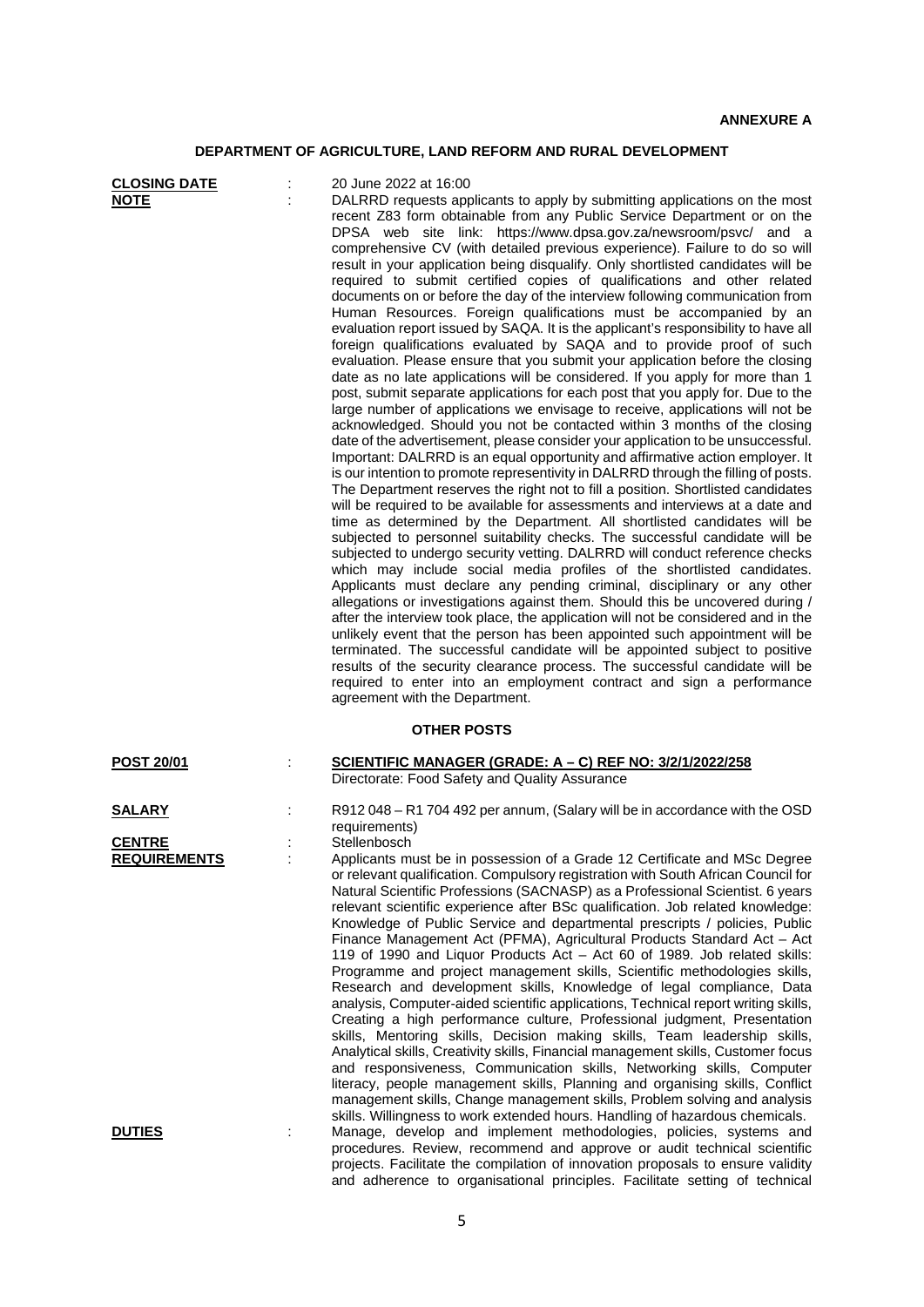**ANNEXURE A**

## DEPARTMENT OF AGRICULTURE, LAND REFORM AND RURAL DEVELOPMENT

**CLOSING DATE** : 20 June 2022 at 16:00

**NOTE** : DALRRD requests applicants to apply by submitting applications on the most recent Z83 form obtainable from any Public Service Department or on the DPSA web site link: https://www.dpsa.gov.za/newsroom/psvc/ and a comprehensive CV (with detailed previous experience). Failure to do so will result in your application being disqualify. Only shortlisted candidates will be required to submit certified copies of qualifications and other related documents on or before the day of the interview following communication from Human Resources. Foreign qualifications must be accompanied by an evaluation report issued by SAQA. It is the applicant's responsibility to have all foreign qualifications evaluated by SAQA and to provide proof of such evaluation. Please ensure that you submit your application before the closing date as no late applications will be considered. If you apply for more than 1 post, submit separate applications for each post that you apply for. Due to the large number of applications we envisage to receive, applications will not be acknowledged. Should you not be contacted within 3 months of the closing date of the advertisement, please consider your application to be unsuccessful. Important: DALRRD is an equal opportunity and affirmative action employer. It is our intention to promote representivity in DALRRD through the filling of posts. The Department reserves the right not to fill a position. Shortlisted candidates will be required to be available for assessments and interviews at a date and time as determined by the Department. All shortlisted candidates will be subjected to personnel suitability checks. The successful candidate will be subjected to undergo security vetting. DALRRD will conduct reference checks which may include social media profiles of the shortlisted candidates. Applicants must declare any pending criminal, disciplinary or any other allegations or investigations against them. Should this be uncovered during / after the interview took place, the application will not be considered and in the unlikely event that the person has been appointed such appointment will be terminated. The successful candidate will be appointed subject to positive results of the security clearance process. The successful candidate will be required to enter into an employment contract and sign a performance agreement with the Department.

### OTHER POSTS

**POST 20/01** : **SCIENTIFIC MANAGER (GRADE: A – C) REF NO: 3/2/1/2022/258**
Directorate: Food Safety and Quality Assurance

**SALARY** : R912 048 – R1 704 492 per annum, (Salary will be in accordance with the OSD requirements)

**CENTRE** : Stellenbosch

**REQUIREMENTS** : Applicants must be in possession of a Grade 12 Certificate and MSc Degree or relevant qualification. Compulsory registration with South African Council for Natural Scientific Professions (SACNASP) as a Professional Scientist. 6 years relevant scientific experience after BSc qualification. Job related knowledge: Knowledge of Public Service and departmental prescripts / policies, Public Finance Management Act (PFMA), Agricultural Products Standard Act – Act 119 of 1990 and Liquor Products Act – Act 60 of 1989. Job related skills: Programme and project management skills, Scientific methodologies skills, Research and development skills, Knowledge of legal compliance, Data analysis, Computer-aided scientific applications, Technical report writing skills, Creating a high performance culture, Professional judgment, Presentation skills, Mentoring skills, Decision making skills, Team leadership skills, Analytical skills, Creativity skills, Financial management skills, Customer focus and responsiveness, Communication skills, Networking skills, Computer literacy, people management skills, Planning and organising skills, Conflict management skills, Change management skills, Problem solving and analysis skills. Willingness to work extended hours. Handling of hazardous chemicals.

**DUTIES** : Manage, develop and implement methodologies, policies, systems and procedures. Review, recommend and approve or audit technical scientific projects. Facilitate the compilation of innovation proposals to ensure validity and adherence to organisational principles. Facilitate setting of technical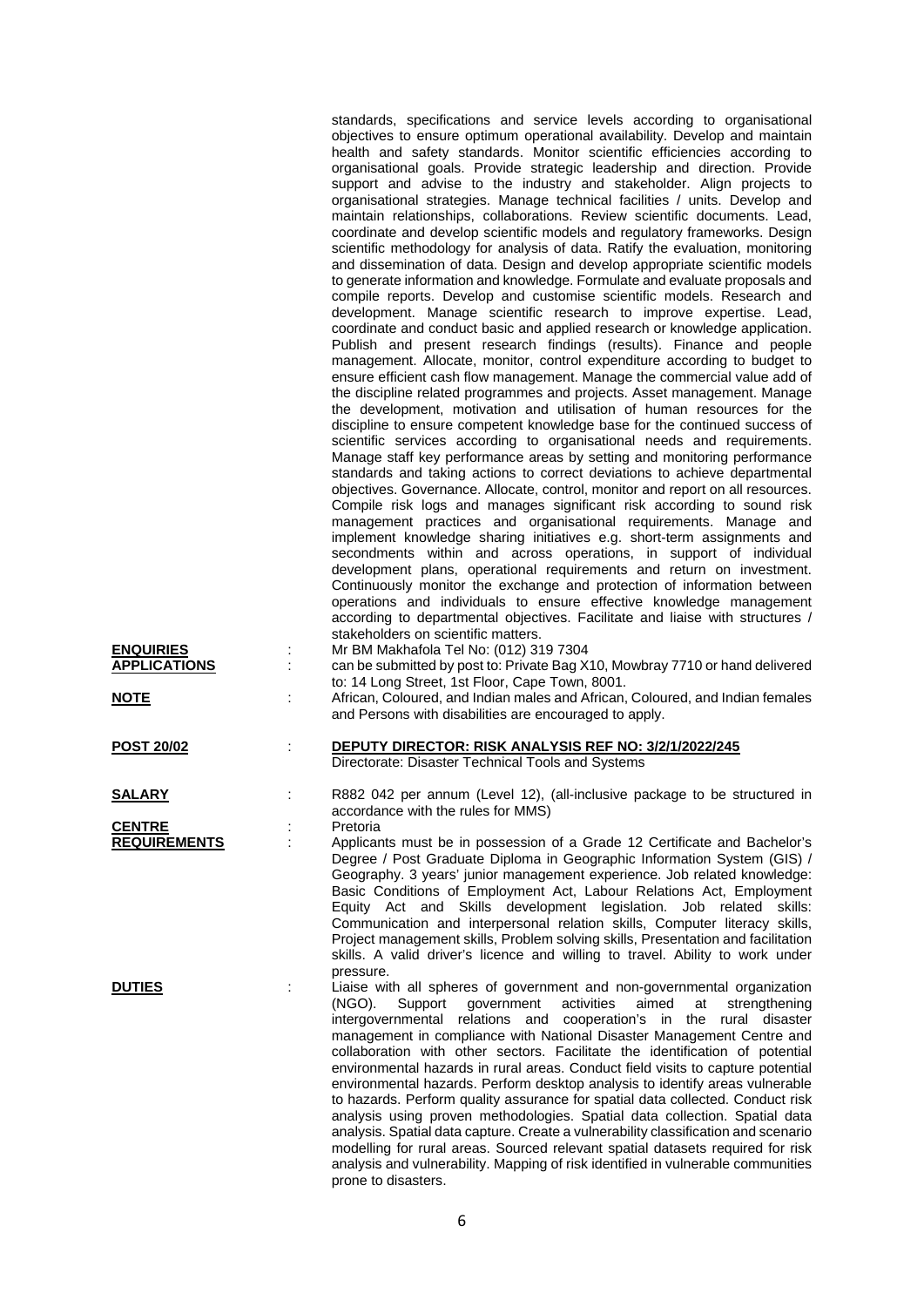standards, specifications and service levels according to organisational objectives to ensure optimum operational availability. Develop and maintain health and safety standards. Monitor scientific efficiencies according to organisational goals. Provide strategic leadership and direction. Provide support and advise to the industry and stakeholder. Align projects to organisational strategies. Manage technical facilities / units. Develop and maintain relationships, collaborations. Review scientific documents. Lead, coordinate and develop scientific models and regulatory frameworks. Design scientific methodology for analysis of data. Ratify the evaluation, monitoring and dissemination of data. Design and develop appropriate scientific models to generate information and knowledge. Formulate and evaluate proposals and compile reports. Develop and customise scientific models. Research and development. Manage scientific research to improve expertise. Lead, coordinate and conduct basic and applied research or knowledge application. Publish and present research findings (results). Finance and people management. Allocate, monitor, control expenditure according to budget to ensure efficient cash flow management. Manage the commercial value add of the discipline related programmes and projects. Asset management. Manage the development, motivation and utilisation of human resources for the discipline to ensure competent knowledge base for the continued success of scientific services according to organisational needs and requirements. Manage staff key performance areas by setting and monitoring performance standards and taking actions to correct deviations to achieve departmental objectives. Governance. Allocate, control, monitor and report on all resources. Compile risk logs and manages significant risk according to sound risk management practices and organisational requirements. Manage and implement knowledge sharing initiatives e.g. short-term assignments and secondments within and across operations, in support of individual development plans, operational requirements and return on investment. Continuously monitor the exchange and protection of information between operations and individuals to ensure effective knowledge management according to departmental objectives. Facilitate and liaise with structures / stakeholders on scientific matters.

**ENQUIRIES** : Mr BM Makhafola Tel No: (012) 319 7304

**APPLICATIONS** : can be submitted by post to: Private Bag X10, Mowbray 7710 or hand delivered to: 14 Long Street, 1st Floor, Cape Town, 8001.

**NOTE** : African, Coloured, and Indian males and African, Coloured, and Indian females and Persons with disabilities are encouraged to apply.

**POST 20/02** : **DEPUTY DIRECTOR: RISK ANALYSIS REF NO: 3/2/1/2022/245**
Directorate: Disaster Technical Tools and Systems

**SALARY** : R882 042 per annum (Level 12), (all-inclusive package to be structured in accordance with the rules for MMS)

**CENTRE** : Pretoria

**REQUIREMENTS** : Applicants must be in possession of a Grade 12 Certificate and Bachelor's Degree / Post Graduate Diploma in Geographic Information System (GIS) / Geography. 3 years' junior management experience. Job related knowledge: Basic Conditions of Employment Act, Labour Relations Act, Employment Equity Act and Skills development legislation. Job related skills: Communication and interpersonal relation skills, Computer literacy skills, Project management skills, Problem solving skills, Presentation and facilitation skills. A valid driver's licence and willing to travel. Ability to work under pressure.

**DUTIES** : Liaise with all spheres of government and non-governmental organization (NGO). Support government activities aimed at strengthening intergovernmental relations and cooperation's in the rural disaster management in compliance with National Disaster Management Centre and collaboration with other sectors. Facilitate the identification of potential environmental hazards in rural areas. Conduct field visits to capture potential environmental hazards. Perform desktop analysis to identify areas vulnerable to hazards. Perform quality assurance for spatial data collected. Conduct risk analysis using proven methodologies. Spatial data collection. Spatial data analysis. Spatial data capture. Create a vulnerability classification and scenario modelling for rural areas. Sourced relevant spatial datasets required for risk analysis and vulnerability. Mapping of risk identified in vulnerable communities prone to disasters.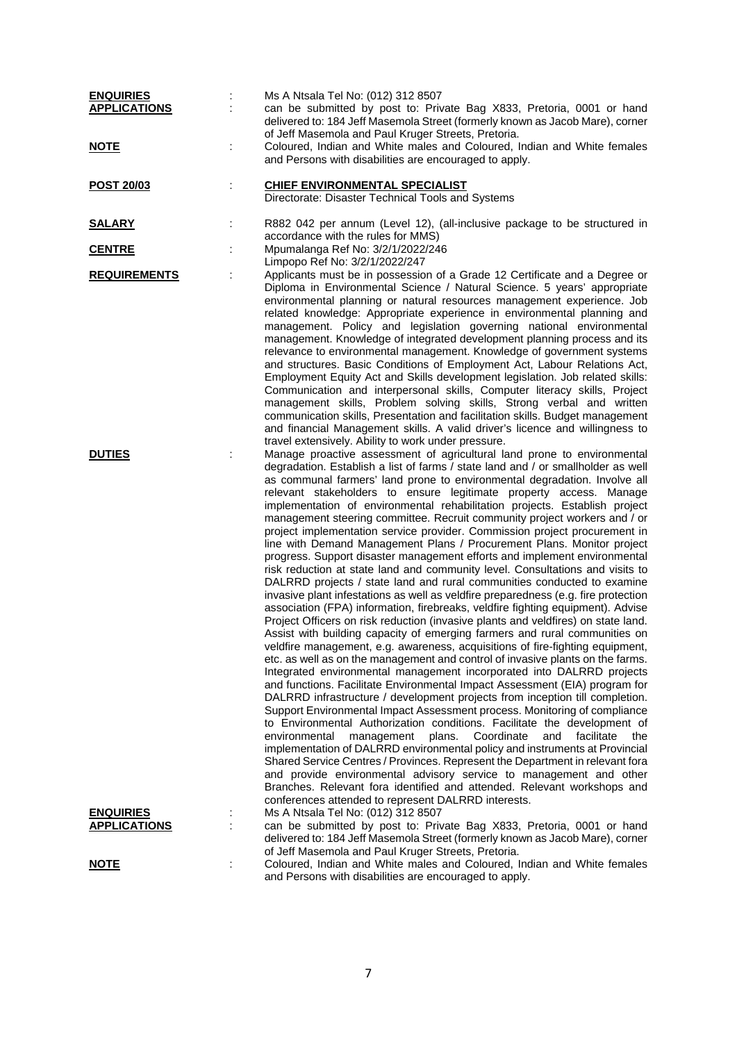**ENQUIRIES** : Ms A Ntsala Tel No: (012) 312 8507

**APPLICATIONS** : can be submitted by post to: Private Bag X833, Pretoria, 0001 or hand delivered to: 184 Jeff Masemola Street (formerly known as Jacob Mare), corner of Jeff Masemola and Paul Kruger Streets, Pretoria.

**NOTE** : Coloured, Indian and White males and Coloured, Indian and White females and Persons with disabilities are encouraged to apply.

**POST 20/03** : **CHIEF ENVIRONMENTAL SPECIALIST**
Directorate: Disaster Technical Tools and Systems

**SALARY** : R882 042 per annum (Level 12), (all-inclusive package to be structured in accordance with the rules for MMS)

**CENTRE** : Mpumalanga Ref No: 3/2/1/2022/246
Limpopo Ref No: 3/2/1/2022/247

**REQUIREMENTS** : Applicants must be in possession of a Grade 12 Certificate and a Degree or Diploma in Environmental Science / Natural Science. 5 years' appropriate environmental planning or natural resources management experience. Job related knowledge: Appropriate experience in environmental planning and management. Policy and legislation governing national environmental management. Knowledge of integrated development planning process and its relevance to environmental management. Knowledge of government systems and structures. Basic Conditions of Employment Act, Labour Relations Act, Employment Equity Act and Skills development legislation. Job related skills: Communication and interpersonal skills, Computer literacy skills, Project management skills, Problem solving skills, Strong verbal and written communication skills, Presentation and facilitation skills. Budget management and financial Management skills. A valid driver's licence and willingness to travel extensively. Ability to work under pressure.

**DUTIES** : Manage proactive assessment of agricultural land prone to environmental degradation. Establish a list of farms / state land and / or smallholder as well as communal farmers' land prone to environmental degradation. Involve all relevant stakeholders to ensure legitimate property access. Manage implementation of environmental rehabilitation projects. Establish project management steering committee. Recruit community project workers and / or project implementation service provider. Commission project procurement in line with Demand Management Plans / Procurement Plans. Monitor project progress. Support disaster management efforts and implement environmental risk reduction at state land and community level. Consultations and visits to DALRRD projects / state land and rural communities conducted to examine invasive plant infestations as well as veldfire preparedness (e.g. fire protection association (FPA) information, firebreaks, veldfire fighting equipment). Advise Project Officers on risk reduction (invasive plants and veldfires) on state land. Assist with building capacity of emerging farmers and rural communities on veldfire management, e.g. awareness, acquisitions of fire-fighting equipment, etc. as well as on the management and control of invasive plants on the farms. Integrated environmental management incorporated into DALRRD projects and functions. Facilitate Environmental Impact Assessment (EIA) program for DALRRD infrastructure / development projects from inception till completion. Support Environmental Impact Assessment process. Monitoring of compliance to Environmental Authorization conditions. Facilitate the development of environmental management plans. Coordinate and facilitate the implementation of DALRRD environmental policy and instruments at Provincial Shared Service Centres / Provinces. Represent the Department in relevant fora and provide environmental advisory service to management and other Branches. Relevant fora identified and attended. Relevant workshops and conferences attended to represent DALRRD interests.

**ENQUIRIES** : Ms A Ntsala Tel No: (012) 312 8507

**APPLICATIONS** : can be submitted by post to: Private Bag X833, Pretoria, 0001 or hand delivered to: 184 Jeff Masemola Street (formerly known as Jacob Mare), corner of Jeff Masemola and Paul Kruger Streets, Pretoria.

**NOTE** : Coloured, Indian and White males and Coloured, Indian and White females and Persons with disabilities are encouraged to apply.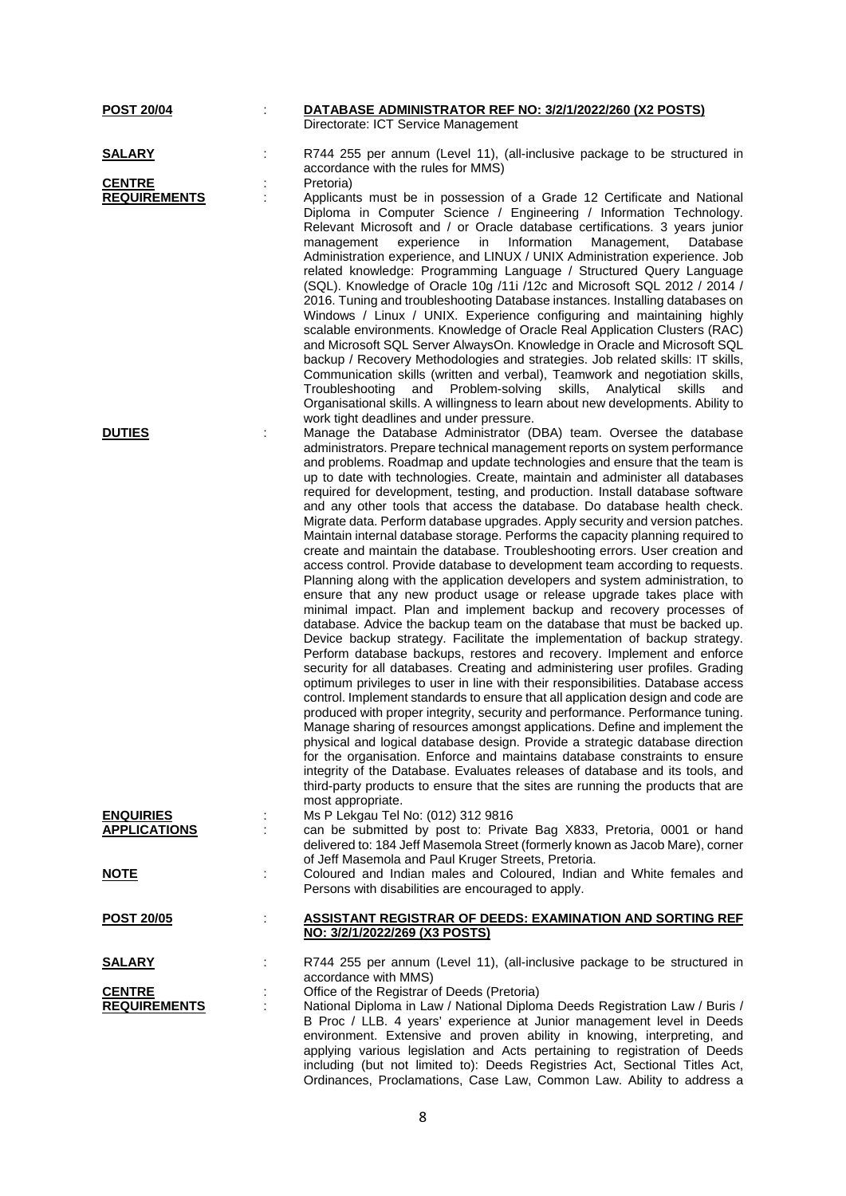**POST 20/04** : **DATABASE ADMINISTRATOR REF NO: 3/2/1/2022/260 (X2 POSTS)**
Directorate: ICT Service Management

**SALARY** : R744 255 per annum (Level 11), (all-inclusive package to be structured in accordance with the rules for MMS)

**CENTRE** : Pretoria)

**REQUIREMENTS** : Applicants must be in possession of a Grade 12 Certificate and National Diploma in Computer Science / Engineering / Information Technology. Relevant Microsoft and / or Oracle database certifications. 3 years junior management experience in Information Management, Database Administration experience, and LINUX / UNIX Administration experience. Job related knowledge: Programming Language / Structured Query Language (SQL). Knowledge of Oracle 10g /11i /12c and Microsoft SQL 2012 / 2014 / 2016. Tuning and troubleshooting Database instances. Installing databases on Windows / Linux / UNIX. Experience configuring and maintaining highly scalable environments. Knowledge of Oracle Real Application Clusters (RAC) and Microsoft SQL Server AlwaysOn. Knowledge in Oracle and Microsoft SQL backup / Recovery Methodologies and strategies. Job related skills: IT skills, Communication skills (written and verbal), Teamwork and negotiation skills, Troubleshooting and Problem-solving skills, Analytical skills and Organisational skills. A willingness to learn about new developments. Ability to work tight deadlines and under pressure.

**DUTIES** : Manage the Database Administrator (DBA) team. Oversee the database administrators. Prepare technical management reports on system performance and problems. Roadmap and update technologies and ensure that the team is up to date with technologies. Create, maintain and administer all databases required for development, testing, and production. Install database software and any other tools that access the database. Do database health check. Migrate data. Perform database upgrades. Apply security and version patches. Maintain internal database storage. Performs the capacity planning required to create and maintain the database. Troubleshooting errors. User creation and access control. Provide database to development team according to requests. Planning along with the application developers and system administration, to ensure that any new product usage or release upgrade takes place with minimal impact. Plan and implement backup and recovery processes of database. Advice the backup team on the database that must be backed up. Device backup strategy. Facilitate the implementation of backup strategy. Perform database backups, restores and recovery. Implement and enforce security for all databases. Creating and administering user profiles. Grading optimum privileges to user in line with their responsibilities. Database access control. Implement standards to ensure that all application design and code are produced with proper integrity, security and performance. Performance tuning. Manage sharing of resources amongst applications. Define and implement the physical and logical database design. Provide a strategic database direction for the organisation. Enforce and maintains database constraints to ensure integrity of the Database. Evaluates releases of database and its tools, and third-party products to ensure that the sites are running the products that are most appropriate.

**ENQUIRIES** : Ms P Lekgau Tel No: (012) 312 9816

**APPLICATIONS** : can be submitted by post to: Private Bag X833, Pretoria, 0001 or hand delivered to: 184 Jeff Masemola Street (formerly known as Jacob Mare), corner of Jeff Masemola and Paul Kruger Streets, Pretoria.

**NOTE** : Coloured and Indian males and Coloured, Indian and White females and Persons with disabilities are encouraged to apply.

**POST 20/05** : **ASSISTANT REGISTRAR OF DEEDS: EXAMINATION AND SORTING REF NO: 3/2/1/2022/269 (X3 POSTS)**

**SALARY** : R744 255 per annum (Level 11), (all-inclusive package to be structured in accordance with MMS)

**CENTRE** : Office of the Registrar of Deeds (Pretoria)

**REQUIREMENTS** : National Diploma in Law / National Diploma Deeds Registration Law / Buris / B Proc / LLB. 4 years' experience at Junior management level in Deeds environment. Extensive and proven ability in knowing, interpreting, and applying various legislation and Acts pertaining to registration of Deeds including (but not limited to): Deeds Registries Act, Sectional Titles Act, Ordinances, Proclamations, Case Law, Common Law. Ability to address a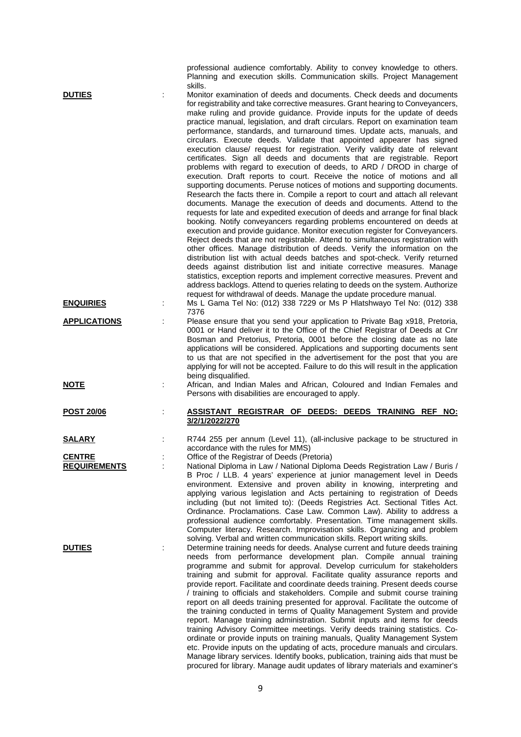professional audience comfortably. Ability to convey knowledge to others. Planning and execution skills. Communication skills. Project Management skills.

**DUTIES** : Monitor examination of deeds and documents. Check deeds and documents for registrability and take corrective measures. Grant hearing to Conveyancers, make ruling and provide guidance. Provide inputs for the update of deeds practice manual, legislation, and draft circulars. Report on examination team performance, standards, and turnaround times. Update acts, manuals, and circulars. Execute deeds. Validate that appointed appearer has signed execution clause/ request for registration. Verify validity date of relevant certificates. Sign all deeds and documents that are registrable. Report problems with regard to execution of deeds, to ARD / DROD in charge of execution. Draft reports to court. Receive the notice of motions and all supporting documents. Peruse notices of motions and supporting documents. Research the facts there in. Compile a report to court and attach all relevant documents. Manage the execution of deeds and documents. Attend to the requests for late and expedited execution of deeds and arrange for final black booking. Notify conveyancers regarding problems encountered on deeds at execution and provide guidance. Monitor execution register for Conveyancers. Reject deeds that are not registrable. Attend to simultaneous registration with other offices. Manage distribution of deeds. Verify the information on the distribution list with actual deeds batches and spot-check. Verify returned deeds against distribution list and initiate corrective measures. Manage statistics, exception reports and implement corrective measures. Prevent and address backlogs. Attend to queries relating to deeds on the system. Authorize request for withdrawal of deeds. Manage the update procedure manual.

**ENQUIRIES** : Ms L Gama Tel No: (012) 338 7229 or Ms P Hlatshwayo Tel No: (012) 338 7376

**APPLICATIONS** : Please ensure that you send your application to Private Bag x918, Pretoria, 0001 or Hand deliver it to the Office of the Chief Registrar of Deeds at Cnr Bosman and Pretorius, Pretoria, 0001 before the closing date as no late applications will be considered. Applications and supporting documents sent to us that are not specified in the advertisement for the post that you are applying for will not be accepted. Failure to do this will result in the application being disqualified.

**NOTE** : African, and Indian Males and African, Coloured and Indian Females and Persons with disabilities are encouraged to apply.

**POST 20/06** : **ASSISTANT REGISTRAR OF DEEDS: DEEDS TRAINING REF NO: 3/2/1/2022/270**

**SALARY** : R744 255 per annum (Level 11), (all-inclusive package to be structured in accordance with the rules for MMS)

**CENTRE** : Office of the Registrar of Deeds (Pretoria)

**REQUIREMENTS** : National Diploma in Law / National Diploma Deeds Registration Law / Buris / B Proc / LLB. 4 years' experience at junior management level in Deeds environment. Extensive and proven ability in knowing, interpreting and applying various legislation and Acts pertaining to registration of Deeds including (but not limited to): (Deeds Registries Act. Sectional Titles Act. Ordinance. Proclamations. Case Law. Common Law). Ability to address a professional audience comfortably. Presentation. Time management skills. Computer literacy. Research. Improvisation skills. Organizing and problem solving. Verbal and written communication skills. Report writing skills.

**DUTIES** : Determine training needs for deeds. Analyse current and future deeds training needs from performance development plan. Compile annual training programme and submit for approval. Develop curriculum for stakeholders training and submit for approval. Facilitate quality assurance reports and provide report. Facilitate and coordinate deeds training. Present deeds course / training to officials and stakeholders. Compile and submit course training report on all deeds training presented for approval. Facilitate the outcome of the training conducted in terms of Quality Management System and provide report. Manage training administration. Submit inputs and items for deeds training Advisory Committee meetings. Verify deeds training statistics. Co-ordinate or provide inputs on training manuals, Quality Management System etc. Provide inputs on the updating of acts, procedure manuals and circulars. Manage library services. Identify books, publication, training aids that must be procured for library. Manage audit updates of library materials and examiner's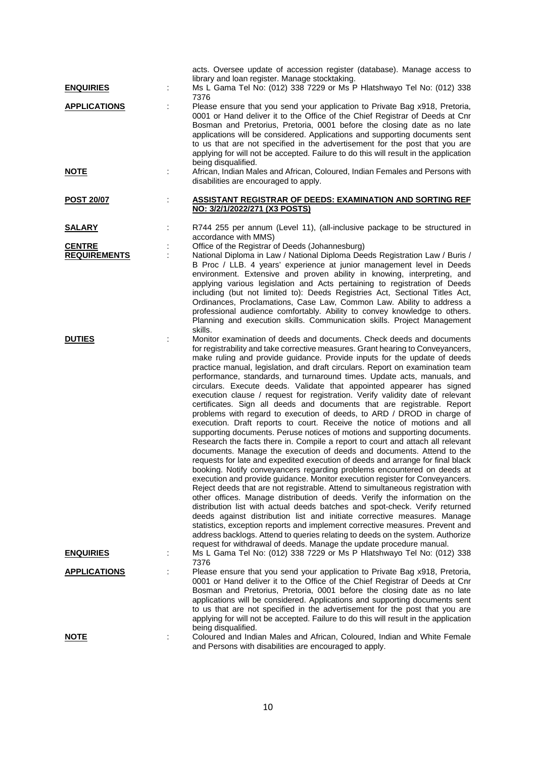acts. Oversee update of accession register (database). Manage access to library and loan register. Manage stocktaking.

**ENQUIRIES** : Ms L Gama Tel No: (012) 338 7229 or Ms P Hlatshwayo Tel No: (012) 338 7376

**APPLICATIONS** : Please ensure that you send your application to Private Bag x918, Pretoria, 0001 or Hand deliver it to the Office of the Chief Registrar of Deeds at Cnr Bosman and Pretorius, Pretoria, 0001 before the closing date as no late applications will be considered. Applications and supporting documents sent to us that are not specified in the advertisement for the post that you are applying for will not be accepted. Failure to do this will result in the application being disqualified.

**NOTE** : African, Indian Males and African, Coloured, Indian Females and Persons with disabilities are encouraged to apply.

**POST 20/07** : **ASSISTANT REGISTRAR OF DEEDS: EXAMINATION AND SORTING REF NO: 3/2/1/2022/271 (X3 POSTS)**

**SALARY** : R744 255 per annum (Level 11), (all-inclusive package to be structured in accordance with MMS)

**CENTRE** : Office of the Registrar of Deeds (Johannesburg)

**REQUIREMENTS** : National Diploma in Law / National Diploma Deeds Registration Law / Buris / B Proc / LLB. 4 years' experience at junior management level in Deeds environment. Extensive and proven ability in knowing, interpreting, and applying various legislation and Acts pertaining to registration of Deeds including (but not limited to): Deeds Registries Act, Sectional Titles Act, Ordinances, Proclamations, Case Law, Common Law. Ability to address a professional audience comfortably. Ability to convey knowledge to others. Planning and execution skills. Communication skills. Project Management skills.

**DUTIES** : Monitor examination of deeds and documents. Check deeds and documents for registrability and take corrective measures. Grant hearing to Conveyancers, make ruling and provide guidance. Provide inputs for the update of deeds practice manual, legislation, and draft circulars. Report on examination team performance, standards, and turnaround times. Update acts, manuals, and circulars. Execute deeds. Validate that appointed appearer has signed execution clause / request for registration. Verify validity date of relevant certificates. Sign all deeds and documents that are registrable. Report problems with regard to execution of deeds, to ARD / DROD in charge of execution. Draft reports to court. Receive the notice of motions and all supporting documents. Peruse notices of motions and supporting documents. Research the facts there in. Compile a report to court and attach all relevant documents. Manage the execution of deeds and documents. Attend to the requests for late and expedited execution of deeds and arrange for final black booking. Notify conveyancers regarding problems encountered on deeds at execution and provide guidance. Monitor execution register for Conveyancers. Reject deeds that are not registrable. Attend to simultaneous registration with other offices. Manage distribution of deeds. Verify the information on the distribution list with actual deeds batches and spot-check. Verify returned deeds against distribution list and initiate corrective measures. Manage statistics, exception reports and implement corrective measures. Prevent and address backlogs. Attend to queries relating to deeds on the system. Authorize request for withdrawal of deeds. Manage the update procedure manual.

**ENQUIRIES** : Ms L Gama Tel No: (012) 338 7229 or Ms P Hlatshwayo Tel No: (012) 338 7376

**APPLICATIONS** : Please ensure that you send your application to Private Bag x918, Pretoria, 0001 or Hand deliver it to the Office of the Chief Registrar of Deeds at Cnr Bosman and Pretorius, Pretoria, 0001 before the closing date as no late applications will be considered. Applications and supporting documents sent to us that are not specified in the advertisement for the post that you are applying for will not be accepted. Failure to do this will result in the application being disqualified.

**NOTE** : Coloured and Indian Males and African, Coloured, Indian and White Female and Persons with disabilities are encouraged to apply.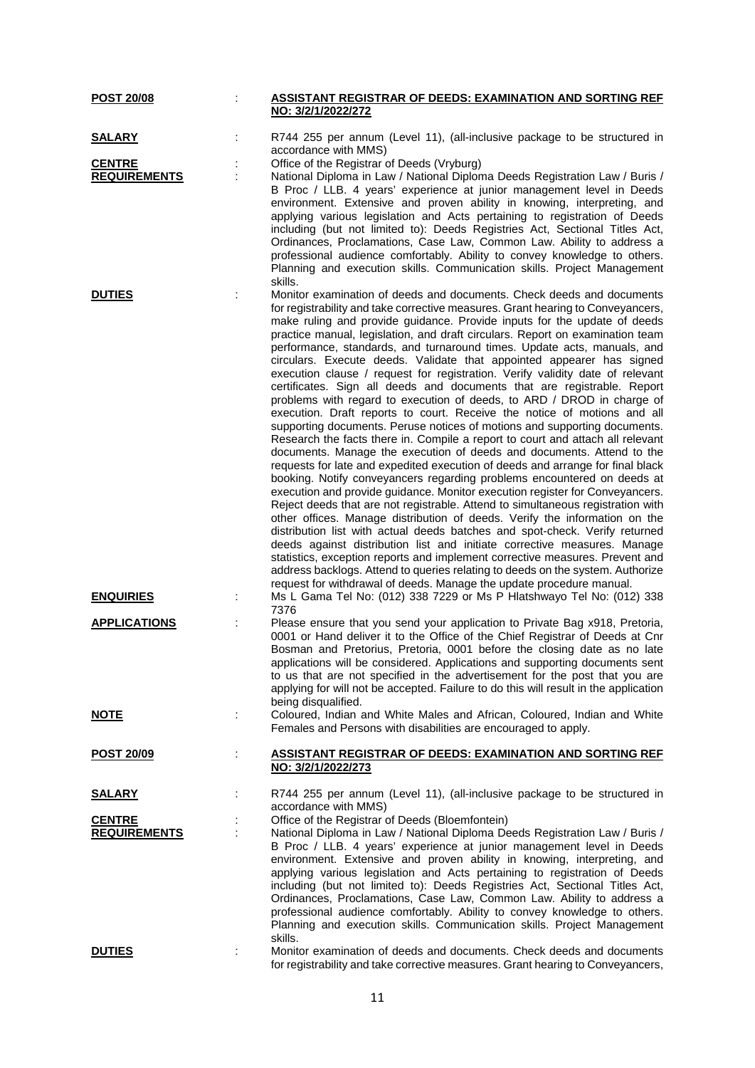**POST 20/08** : **ASSISTANT REGISTRAR OF DEEDS: EXAMINATION AND SORTING REF NO: 3/2/1/2022/272**

**SALARY** : R744 255 per annum (Level 11), (all-inclusive package to be structured in accordance with MMS)

**CENTRE** : Office of the Registrar of Deeds (Vryburg)

**REQUIREMENTS** : National Diploma in Law / National Diploma Deeds Registration Law / Buris / B Proc / LLB. 4 years' experience at junior management level in Deeds environment. Extensive and proven ability in knowing, interpreting, and applying various legislation and Acts pertaining to registration of Deeds including (but not limited to): Deeds Registries Act, Sectional Titles Act, Ordinances, Proclamations, Case Law, Common Law. Ability to address a professional audience comfortably. Ability to convey knowledge to others. Planning and execution skills. Communication skills. Project Management skills.

**DUTIES** : Monitor examination of deeds and documents. Check deeds and documents for registrability and take corrective measures. Grant hearing to Conveyancers, make ruling and provide guidance. Provide inputs for the update of deeds practice manual, legislation, and draft circulars. Report on examination team performance, standards, and turnaround times. Update acts, manuals, and circulars. Execute deeds. Validate that appointed appearer has signed execution clause / request for registration. Verify validity date of relevant certificates. Sign all deeds and documents that are registrable. Report problems with regard to execution of deeds, to ARD / DROD in charge of execution. Draft reports to court. Receive the notice of motions and all supporting documents. Peruse notices of motions and supporting documents. Research the facts there in. Compile a report to court and attach all relevant documents. Manage the execution of deeds and documents. Attend to the requests for late and expedited execution of deeds and arrange for final black booking. Notify conveyancers regarding problems encountered on deeds at execution and provide guidance. Monitor execution register for Conveyancers. Reject deeds that are not registrable. Attend to simultaneous registration with other offices. Manage distribution of deeds. Verify the information on the distribution list with actual deeds batches and spot-check. Verify returned deeds against distribution list and initiate corrective measures. Manage statistics, exception reports and implement corrective measures. Prevent and address backlogs. Attend to queries relating to deeds on the system. Authorize request for withdrawal of deeds. Manage the update procedure manual.

**ENQUIRIES** : Ms L Gama Tel No: (012) 338 7229 or Ms P Hlatshwayo Tel No: (012) 338 7376

**APPLICATIONS** : Please ensure that you send your application to Private Bag x918, Pretoria, 0001 or Hand deliver it to the Office of the Chief Registrar of Deeds at Cnr Bosman and Pretorius, Pretoria, 0001 before the closing date as no late applications will be considered. Applications and supporting documents sent to us that are not specified in the advertisement for the post that you are applying for will not be accepted. Failure to do this will result in the application being disqualified.

**NOTE** : Coloured, Indian and White Males and African, Coloured, Indian and White Females and Persons with disabilities are encouraged to apply.

**POST 20/09** : **ASSISTANT REGISTRAR OF DEEDS: EXAMINATION AND SORTING REF NO: 3/2/1/2022/273**

**SALARY** : R744 255 per annum (Level 11), (all-inclusive package to be structured in accordance with MMS)

**CENTRE** : Office of the Registrar of Deeds (Bloemfontein)

**REQUIREMENTS** : National Diploma in Law / National Diploma Deeds Registration Law / Buris / B Proc / LLB. 4 years' experience at junior management level in Deeds environment. Extensive and proven ability in knowing, interpreting, and applying various legislation and Acts pertaining to registration of Deeds including (but not limited to): Deeds Registries Act, Sectional Titles Act, Ordinances, Proclamations, Case Law, Common Law. Ability to address a professional audience comfortably. Ability to convey knowledge to others. Planning and execution skills. Communication skills. Project Management skills.

**DUTIES** : Monitor examination of deeds and documents. Check deeds and documents for registrability and take corrective measures. Grant hearing to Conveyancers,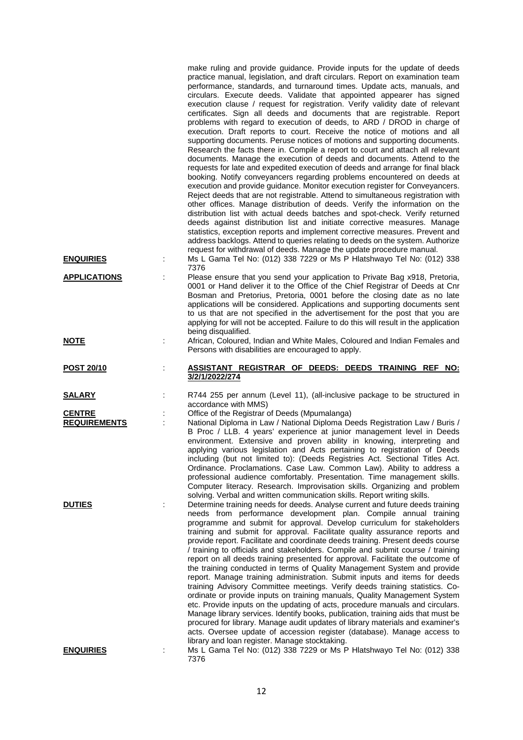make ruling and provide guidance. Provide inputs for the update of deeds practice manual, legislation, and draft circulars. Report on examination team performance, standards, and turnaround times. Update acts, manuals, and circulars. Execute deeds. Validate that appointed appearer has signed execution clause / request for registration. Verify validity date of relevant certificates. Sign all deeds and documents that are registrable. Report problems with regard to execution of deeds, to ARD / DROD in charge of execution. Draft reports to court. Receive the notice of motions and all supporting documents. Peruse notices of motions and supporting documents. Research the facts there in. Compile a report to court and attach all relevant documents. Manage the execution of deeds and documents. Attend to the requests for late and expedited execution of deeds and arrange for final black booking. Notify conveyancers regarding problems encountered on deeds at execution and provide guidance. Monitor execution register for Conveyancers. Reject deeds that are not registrable. Attend to simultaneous registration with other offices. Manage distribution of deeds. Verify the information on the distribution list with actual deeds batches and spot-check. Verify returned deeds against distribution list and initiate corrective measures. Manage statistics, exception reports and implement corrective measures. Prevent and address backlogs. Attend to queries relating to deeds on the system. Authorize request for withdrawal of deeds. Manage the update procedure manual.

**ENQUIRIES** : Ms L Gama Tel No: (012) 338 7229 or Ms P Hlatshwayo Tel No: (012) 338 7376

**APPLICATIONS** : Please ensure that you send your application to Private Bag x918, Pretoria, 0001 or Hand deliver it to the Office of the Chief Registrar of Deeds at Cnr Bosman and Pretorius, Pretoria, 0001 before the closing date as no late applications will be considered. Applications and supporting documents sent to us that are not specified in the advertisement for the post that you are applying for will not be accepted. Failure to do this will result in the application being disqualified.

**NOTE** : African, Coloured, Indian and White Males, Coloured and Indian Females and Persons with disabilities are encouraged to apply.

**POST 20/10** : **ASSISTANT REGISTRAR OF DEEDS: DEEDS TRAINING REF NO: 3/2/1/2022/274**

**SALARY** : R744 255 per annum (Level 11), (all-inclusive package to be structured in accordance with MMS)

**CENTRE** : Office of the Registrar of Deeds (Mpumalanga)

**REQUIREMENTS** : National Diploma in Law / National Diploma Deeds Registration Law / Buris / B Proc / LLB. 4 years' experience at junior management level in Deeds environment. Extensive and proven ability in knowing, interpreting and applying various legislation and Acts pertaining to registration of Deeds including (but not limited to): (Deeds Registries Act. Sectional Titles Act. Ordinance. Proclamations. Case Law. Common Law). Ability to address a professional audience comfortably. Presentation. Time management skills. Computer literacy. Research. Improvisation skills. Organizing and problem solving. Verbal and written communication skills. Report writing skills.

**DUTIES** : Determine training needs for deeds. Analyse current and future deeds training needs from performance development plan. Compile annual training programme and submit for approval. Develop curriculum for stakeholders training and submit for approval. Facilitate quality assurance reports and provide report. Facilitate and coordinate deeds training. Present deeds course / training to officials and stakeholders. Compile and submit course / training report on all deeds training presented for approval. Facilitate the outcome of the training conducted in terms of Quality Management System and provide report. Manage training administration. Submit inputs and items for deeds training Advisory Committee meetings. Verify deeds training statistics. Co-ordinate or provide inputs on training manuals, Quality Management System etc. Provide inputs on the updating of acts, procedure manuals and circulars. Manage library services. Identify books, publication, training aids that must be procured for library. Manage audit updates of library materials and examiner's acts. Oversee update of accession register (database). Manage access to library and loan register. Manage stocktaking.

**ENQUIRIES** : Ms L Gama Tel No: (012) 338 7229 or Ms P Hlatshwayo Tel No: (012) 338 7376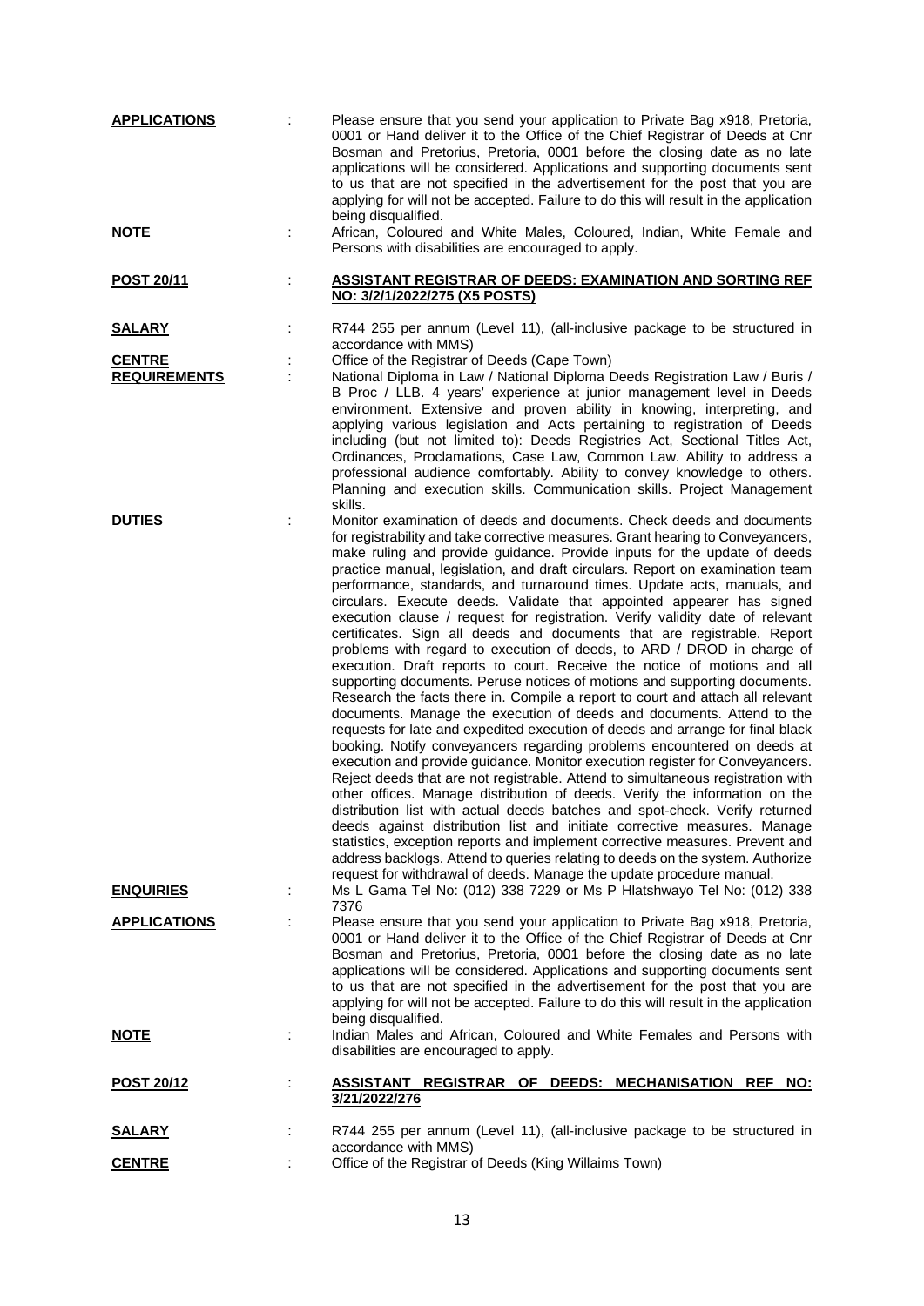**APPLICATIONS** : Please ensure that you send your application to Private Bag x918, Pretoria, 0001 or Hand deliver it to the Office of the Chief Registrar of Deeds at Cnr Bosman and Pretorius, Pretoria, 0001 before the closing date as no late applications will be considered. Applications and supporting documents sent to us that are not specified in the advertisement for the post that you are applying for will not be accepted. Failure to do this will result in the application being disqualified.

**NOTE** : African, Coloured and White Males, Coloured, Indian, White Female and Persons with disabilities are encouraged to apply.

**POST 20/11** : **ASSISTANT REGISTRAR OF DEEDS: EXAMINATION AND SORTING REF NO: 3/2/1/2022/275 (X5 POSTS)**

**SALARY** : R744 255 per annum (Level 11), (all-inclusive package to be structured in accordance with MMS)

**CENTRE** : Office of the Registrar of Deeds (Cape Town)

**REQUIREMENTS** : National Diploma in Law / National Diploma Deeds Registration Law / Buris / B Proc / LLB. 4 years' experience at junior management level in Deeds environment. Extensive and proven ability in knowing, interpreting, and applying various legislation and Acts pertaining to registration of Deeds including (but not limited to): Deeds Registries Act, Sectional Titles Act, Ordinances, Proclamations, Case Law, Common Law. Ability to address a professional audience comfortably. Ability to convey knowledge to others. Planning and execution skills. Communication skills. Project Management skills.

**DUTIES** : Monitor examination of deeds and documents. Check deeds and documents for registrability and take corrective measures. Grant hearing to Conveyancers, make ruling and provide guidance. Provide inputs for the update of deeds practice manual, legislation, and draft circulars. Report on examination team performance, standards, and turnaround times. Update acts, manuals, and circulars. Execute deeds. Validate that appointed appearer has signed execution clause / request for registration. Verify validity date of relevant certificates. Sign all deeds and documents that are registrable. Report problems with regard to execution of deeds, to ARD / DROD in charge of execution. Draft reports to court. Receive the notice of motions and all supporting documents. Peruse notices of motions and supporting documents. Research the facts there in. Compile a report to court and attach all relevant documents. Manage the execution of deeds and documents. Attend to the requests for late and expedited execution of deeds and arrange for final black booking. Notify conveyancers regarding problems encountered on deeds at execution and provide guidance. Monitor execution register for Conveyancers. Reject deeds that are not registrable. Attend to simultaneous registration with other offices. Manage distribution of deeds. Verify the information on the distribution list with actual deeds batches and spot-check. Verify returned deeds against distribution list and initiate corrective measures. Manage statistics, exception reports and implement corrective measures. Prevent and address backlogs. Attend to queries relating to deeds on the system. Authorize request for withdrawal of deeds. Manage the update procedure manual.

**ENQUIRIES** : Ms L Gama Tel No: (012) 338 7229 or Ms P Hlatshwayo Tel No: (012) 338 7376

**APPLICATIONS** : Please ensure that you send your application to Private Bag x918, Pretoria, 0001 or Hand deliver it to the Office of the Chief Registrar of Deeds at Cnr Bosman and Pretorius, Pretoria, 0001 before the closing date as no late applications will be considered. Applications and supporting documents sent to us that are not specified in the advertisement for the post that you are applying for will not be accepted. Failure to do this will result in the application being disqualified.

**NOTE** : Indian Males and African, Coloured and White Females and Persons with disabilities are encouraged to apply.

**POST 20/12** : **ASSISTANT REGISTRAR OF DEEDS: MECHANISATION REF NO: 3/21/2022/276**

**SALARY** : R744 255 per annum (Level 11), (all-inclusive package to be structured in accordance with MMS)

**CENTRE** : Office of the Registrar of Deeds (King Willaims Town)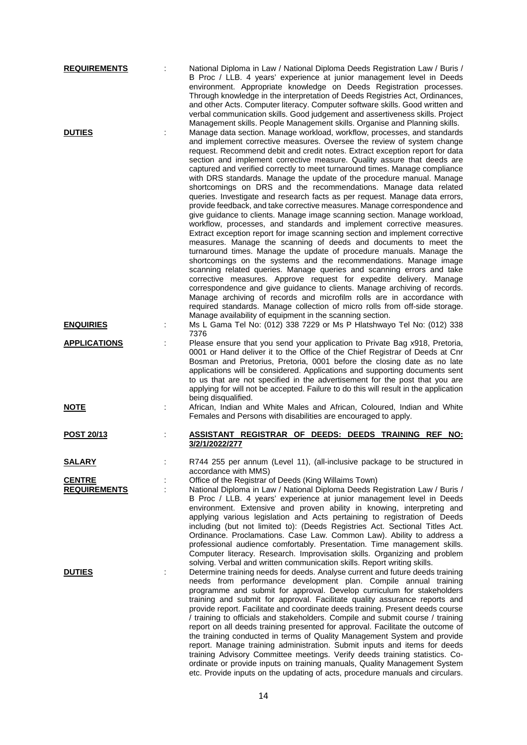**REQUIREMENTS** : National Diploma in Law / National Diploma Deeds Registration Law / Buris / B Proc / LLB. 4 years' experience at junior management level in Deeds environment. Appropriate knowledge on Deeds Registration processes. Through knowledge in the interpretation of Deeds Registries Act, Ordinances, and other Acts. Computer literacy. Computer software skills. Good written and verbal communication skills. Good judgement and assertiveness skills. Project Management skills. People Management skills. Organise and Planning skills.

**DUTIES** : Manage data section. Manage workload, workflow, processes, and standards and implement corrective measures. Oversee the review of system change request. Recommend debit and credit notes. Extract exception report for data section and implement corrective measure. Quality assure that deeds are captured and verified correctly to meet turnaround times. Manage compliance with DRS standards. Manage the update of the procedure manual. Manage shortcomings on DRS and the recommendations. Manage data related queries. Investigate and research facts as per request. Manage data errors, provide feedback, and take corrective measures. Manage correspondence and give guidance to clients. Manage image scanning section. Manage workload, workflow, processes, and standards and implement corrective measures. Extract exception report for image scanning section and implement corrective measures. Manage the scanning of deeds and documents to meet the turnaround times. Manage the update of procedure manuals. Manage the shortcomings on the systems and the recommendations. Manage image scanning related queries. Manage queries and scanning errors and take corrective measures. Approve request for expedite delivery. Manage correspondence and give guidance to clients. Manage archiving of records. Manage archiving of records and microfilm rolls are in accordance with required standards. Manage collection of micro rolls from off-side storage. Manage availability of equipment in the scanning section.

**ENQUIRIES** : Ms L Gama Tel No: (012) 338 7229 or Ms P Hlatshwayo Tel No: (012) 338 7376

**APPLICATIONS** : Please ensure that you send your application to Private Bag x918, Pretoria, 0001 or Hand deliver it to the Office of the Chief Registrar of Deeds at Cnr Bosman and Pretorius, Pretoria, 0001 before the closing date as no late applications will be considered. Applications and supporting documents sent to us that are not specified in the advertisement for the post that you are applying for will not be accepted. Failure to do this will result in the application being disqualified.

**NOTE** : African, Indian and White Males and African, Coloured, Indian and White Females and Persons with disabilities are encouraged to apply.

**POST 20/13** : **ASSISTANT REGISTRAR OF DEEDS: DEEDS TRAINING REF NO: 3/2/1/2022/277**

**SALARY** : R744 255 per annum (Level 11), (all-inclusive package to be structured in accordance with MMS)

**CENTRE** : Office of the Registrar of Deeds (King Willaims Town)

**REQUIREMENTS** : National Diploma in Law / National Diploma Deeds Registration Law / Buris / B Proc / LLB. 4 years' experience at junior management level in Deeds environment. Extensive and proven ability in knowing, interpreting and applying various legislation and Acts pertaining to registration of Deeds including (but not limited to): (Deeds Registries Act. Sectional Titles Act. Ordinance. Proclamations. Case Law. Common Law). Ability to address a professional audience comfortably. Presentation. Time management skills. Computer literacy. Research. Improvisation skills. Organizing and problem solving. Verbal and written communication skills. Report writing skills.

**DUTIES** : Determine training needs for deeds. Analyse current and future deeds training needs from performance development plan. Compile annual training programme and submit for approval. Develop curriculum for stakeholders training and submit for approval. Facilitate quality assurance reports and provide report. Facilitate and coordinate deeds training. Present deeds course / training to officials and stakeholders. Compile and submit course / training report on all deeds training presented for approval. Facilitate the outcome of the training conducted in terms of Quality Management System and provide report. Manage training administration. Submit inputs and items for deeds training Advisory Committee meetings. Verify deeds training statistics. Co-ordinate or provide inputs on training manuals, Quality Management System etc. Provide inputs on the updating of acts, procedure manuals and circulars.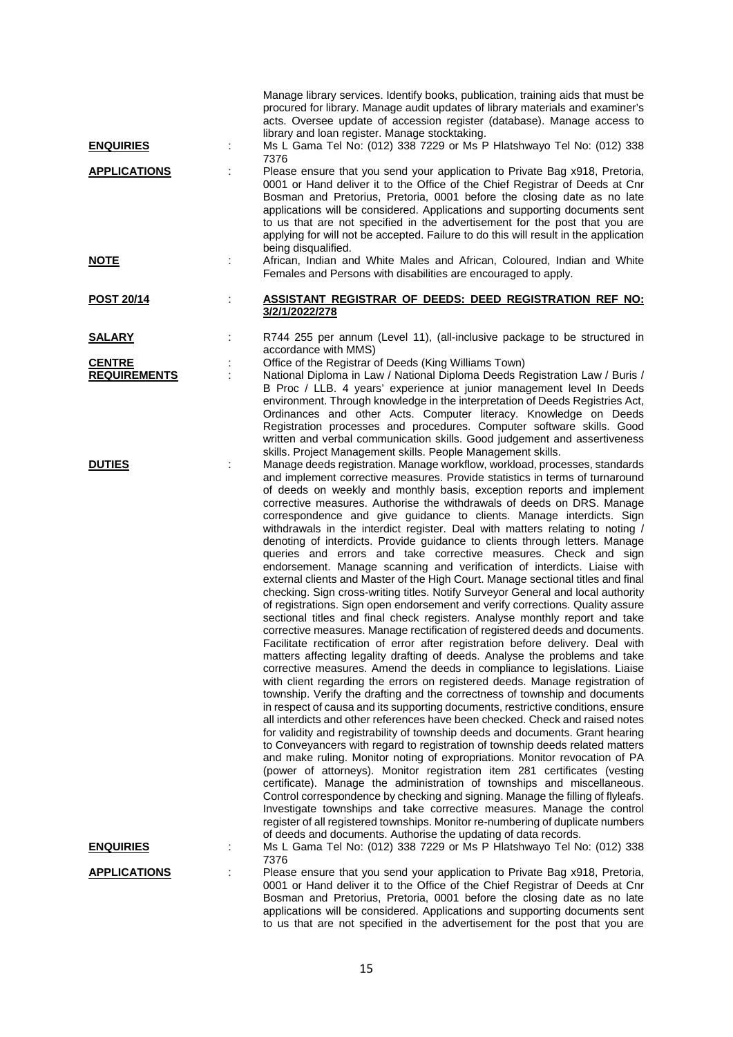Manage library services. Identify books, publication, training aids that must be procured for library. Manage audit updates of library materials and examiner's acts. Oversee update of accession register (database). Manage access to library and loan register. Manage stocktaking.

**ENQUIRIES** : Ms L Gama Tel No: (012) 338 7229 or Ms P Hlatshwayo Tel No: (012) 338 7376

**APPLICATIONS** : Please ensure that you send your application to Private Bag x918, Pretoria, 0001 or Hand deliver it to the Office of the Chief Registrar of Deeds at Cnr Bosman and Pretorius, Pretoria, 0001 before the closing date as no late applications will be considered. Applications and supporting documents sent to us that are not specified in the advertisement for the post that you are applying for will not be accepted. Failure to do this will result in the application being disqualified.

**NOTE** : African, Indian and White Males and African, Coloured, Indian and White Females and Persons with disabilities are encouraged to apply.

**POST 20/14** : **ASSISTANT REGISTRAR OF DEEDS: DEED REGISTRATION REF NO: 3/2/1/2022/278**

**SALARY** : R744 255 per annum (Level 11), (all-inclusive package to be structured in accordance with MMS)

**CENTRE** : Office of the Registrar of Deeds (King Williams Town)

**REQUIREMENTS** : National Diploma in Law / National Diploma Deeds Registration Law / Buris / B Proc / LLB. 4 years' experience at junior management level In Deeds environment. Through knowledge in the interpretation of Deeds Registries Act, Ordinances and other Acts. Computer literacy. Knowledge on Deeds Registration processes and procedures. Computer software skills. Good written and verbal communication skills. Good judgement and assertiveness skills. Project Management skills. People Management skills.

**DUTIES** : Manage deeds registration. Manage workflow, workload, processes, standards and implement corrective measures. Provide statistics in terms of turnaround of deeds on weekly and monthly basis, exception reports and implement corrective measures. Authorise the withdrawals of deeds on DRS. Manage correspondence and give guidance to clients. Manage interdicts. Sign withdrawals in the interdict register. Deal with matters relating to noting / denoting of interdicts. Provide guidance to clients through letters. Manage queries and errors and take corrective measures. Check and sign endorsement. Manage scanning and verification of interdicts. Liaise with external clients and Master of the High Court. Manage sectional titles and final checking. Sign cross-writing titles. Notify Surveyor General and local authority of registrations. Sign open endorsement and verify corrections. Quality assure sectional titles and final check registers. Analyse monthly report and take corrective measures. Manage rectification of registered deeds and documents. Facilitate rectification of error after registration before delivery. Deal with matters affecting legality drafting of deeds. Analyse the problems and take corrective measures. Amend the deeds in compliance to legislations. Liaise with client regarding the errors on registered deeds. Manage registration of township. Verify the drafting and the correctness of township and documents in respect of causa and its supporting documents, restrictive conditions, ensure all interdicts and other references have been checked. Check and raised notes for validity and registrability of township deeds and documents. Grant hearing to Conveyancers with regard to registration of township deeds related matters and make ruling. Monitor noting of expropriations. Monitor revocation of PA (power of attorneys). Monitor registration item 281 certificates (vesting certificate). Manage the administration of townships and miscellaneous. Control correspondence by checking and signing. Manage the filling of flyleafs. Investigate townships and take corrective measures. Manage the control register of all registered townships. Monitor re-numbering of duplicate numbers of deeds and documents. Authorise the updating of data records.

**ENQUIRIES** : Ms L Gama Tel No: (012) 338 7229 or Ms P Hlatshwayo Tel No: (012) 338 7376

**APPLICATIONS** : Please ensure that you send your application to Private Bag x918, Pretoria, 0001 or Hand deliver it to the Office of the Chief Registrar of Deeds at Cnr Bosman and Pretorius, Pretoria, 0001 before the closing date as no late applications will be considered. Applications and supporting documents sent to us that are not specified in the advertisement for the post that you are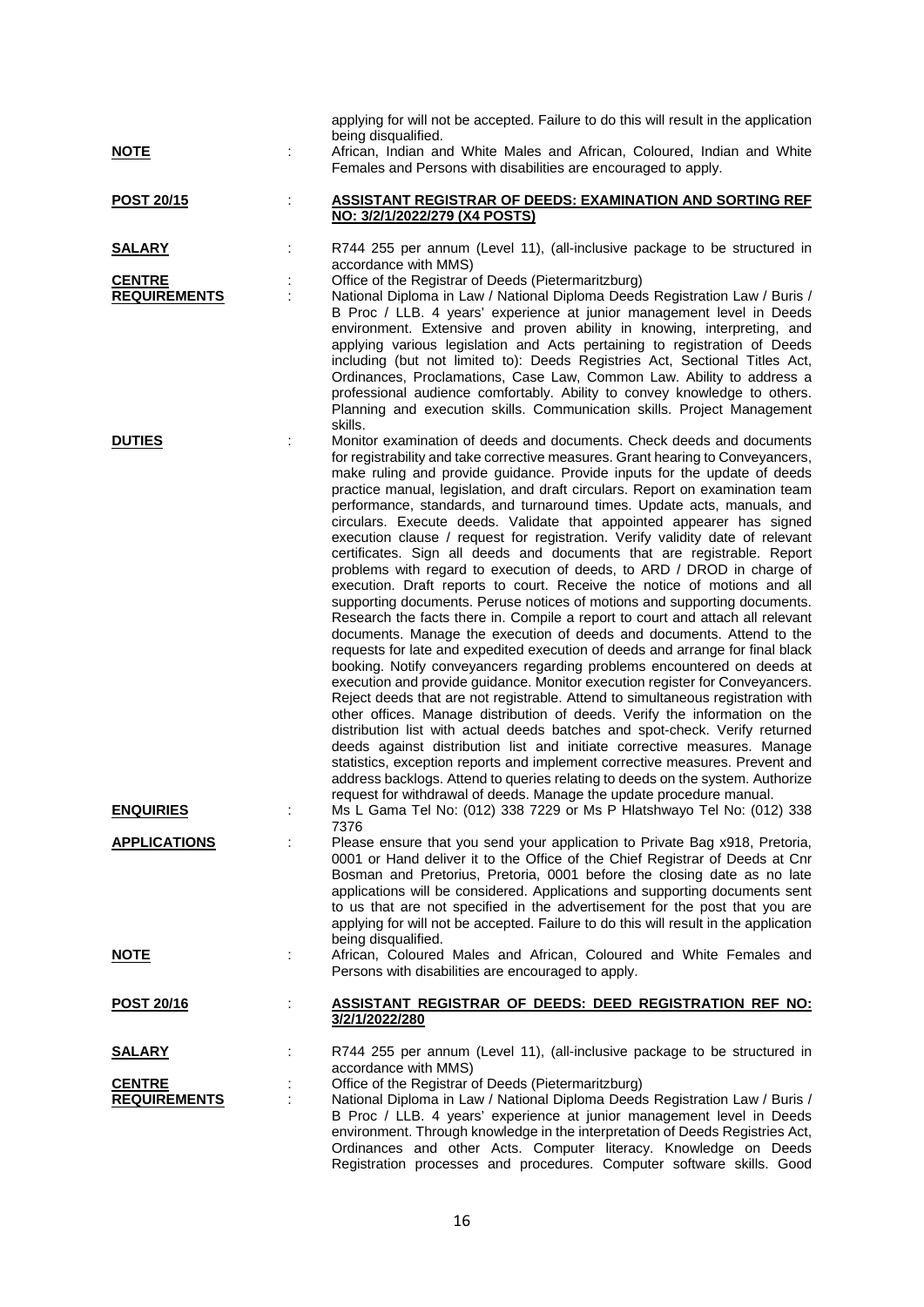applying for will not be accepted. Failure to do this will result in the application being disqualified.

**NOTE** : African, Indian and White Males and African, Coloured, Indian and White Females and Persons with disabilities are encouraged to apply.

**POST 20/15** : **ASSISTANT REGISTRAR OF DEEDS: EXAMINATION AND SORTING REF NO: 3/2/1/2022/279 (X4 POSTS)**

**SALARY** : R744 255 per annum (Level 11), (all-inclusive package to be structured in accordance with MMS)

**CENTRE** : Office of the Registrar of Deeds (Pietermaritzburg)

**REQUIREMENTS** : National Diploma in Law / National Diploma Deeds Registration Law / Buris / B Proc / LLB. 4 years' experience at junior management level in Deeds environment. Extensive and proven ability in knowing, interpreting, and applying various legislation and Acts pertaining to registration of Deeds including (but not limited to): Deeds Registries Act, Sectional Titles Act, Ordinances, Proclamations, Case Law, Common Law. Ability to address a professional audience comfortably. Ability to convey knowledge to others. Planning and execution skills. Communication skills. Project Management skills.

**DUTIES** : Monitor examination of deeds and documents. Check deeds and documents for registrability and take corrective measures. Grant hearing to Conveyancers, make ruling and provide guidance. Provide inputs for the update of deeds practice manual, legislation, and draft circulars. Report on examination team performance, standards, and turnaround times. Update acts, manuals, and circulars. Execute deeds. Validate that appointed appearer has signed execution clause / request for registration. Verify validity date of relevant certificates. Sign all deeds and documents that are registrable. Report problems with regard to execution of deeds, to ARD / DROD in charge of execution. Draft reports to court. Receive the notice of motions and all supporting documents. Peruse notices of motions and supporting documents. Research the facts there in. Compile a report to court and attach all relevant documents. Manage the execution of deeds and documents. Attend to the requests for late and expedited execution of deeds and arrange for final black booking. Notify conveyancers regarding problems encountered on deeds at execution and provide guidance. Monitor execution register for Conveyancers. Reject deeds that are not registrable. Attend to simultaneous registration with other offices. Manage distribution of deeds. Verify the information on the distribution list with actual deeds batches and spot-check. Verify returned deeds against distribution list and initiate corrective measures. Manage statistics, exception reports and implement corrective measures. Prevent and address backlogs. Attend to queries relating to deeds on the system. Authorize request for withdrawal of deeds. Manage the update procedure manual.

**ENQUIRIES** : Ms L Gama Tel No: (012) 338 7229 or Ms P Hlatshwayo Tel No: (012) 338 7376

**APPLICATIONS** : Please ensure that you send your application to Private Bag x918, Pretoria, 0001 or Hand deliver it to the Office of the Chief Registrar of Deeds at Cnr Bosman and Pretorius, Pretoria, 0001 before the closing date as no late applications will be considered. Applications and supporting documents sent to us that are not specified in the advertisement for the post that you are applying for will not be accepted. Failure to do this will result in the application being disqualified.

**NOTE** : African, Coloured Males and African, Coloured and White Females and Persons with disabilities are encouraged to apply.

**POST 20/16** : **ASSISTANT REGISTRAR OF DEEDS: DEED REGISTRATION REF NO: 3/2/1/2022/280**

**SALARY** : R744 255 per annum (Level 11), (all-inclusive package to be structured in accordance with MMS)

**CENTRE** : Office of the Registrar of Deeds (Pietermaritzburg)

**REQUIREMENTS** : National Diploma in Law / National Diploma Deeds Registration Law / Buris / B Proc / LLB. 4 years' experience at junior management level in Deeds environment. Through knowledge in the interpretation of Deeds Registries Act, Ordinances and other Acts. Computer literacy. Knowledge on Deeds Registration processes and procedures. Computer software skills. Good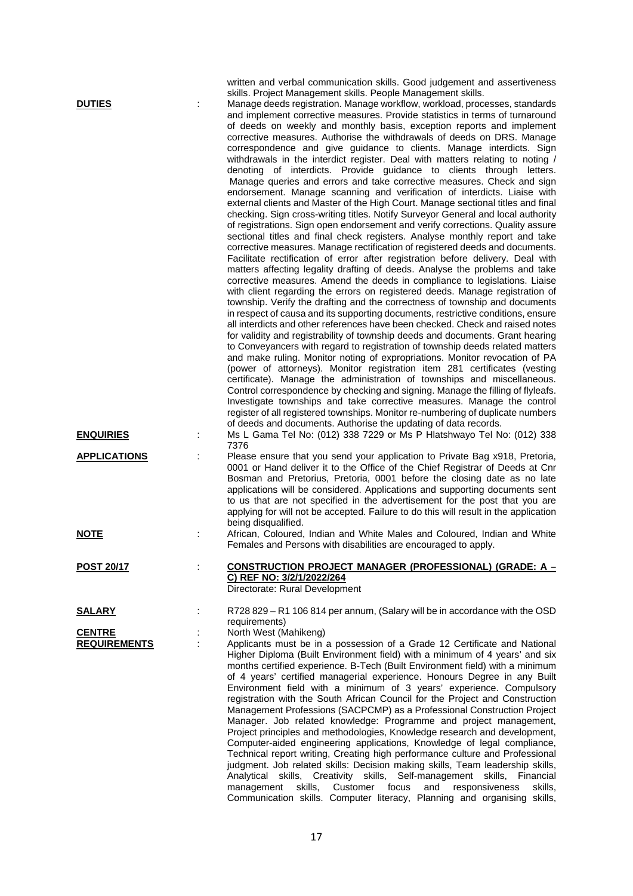written and verbal communication skills. Good judgement and assertiveness skills. Project Management skills. People Management skills.

**DUTIES** : Manage deeds registration. Manage workflow, workload, processes, standards and implement corrective measures. Provide statistics in terms of turnaround of deeds on weekly and monthly basis, exception reports and implement corrective measures. Authorise the withdrawals of deeds on DRS. Manage correspondence and give guidance to clients. Manage interdicts. Sign withdrawals in the interdict register. Deal with matters relating to noting / denoting of interdicts. Provide guidance to clients through letters. Manage queries and errors and take corrective measures. Check and sign endorsement. Manage scanning and verification of interdicts. Liaise with external clients and Master of the High Court. Manage sectional titles and final checking. Sign cross-writing titles. Notify Surveyor General and local authority of registrations. Sign open endorsement and verify corrections. Quality assure sectional titles and final check registers. Analyse monthly report and take corrective measures. Manage rectification of registered deeds and documents. Facilitate rectification of error after registration before delivery. Deal with matters affecting legality drafting of deeds. Analyse the problems and take corrective measures. Amend the deeds in compliance to legislations. Liaise with client regarding the errors on registered deeds. Manage registration of township. Verify the drafting and the correctness of township and documents in respect of causa and its supporting documents, restrictive conditions, ensure all interdicts and other references have been checked. Check and raised notes for validity and registrability of township deeds and documents. Grant hearing to Conveyancers with regard to registration of township deeds related matters and make ruling. Monitor noting of expropriations. Monitor revocation of PA (power of attorneys). Monitor registration item 281 certificates (vesting certificate). Manage the administration of townships and miscellaneous. Control correspondence by checking and signing. Manage the filling of flyleafs. Investigate townships and take corrective measures. Manage the control register of all registered townships. Monitor re-numbering of duplicate numbers of deeds and documents. Authorise the updating of data records.

**ENQUIRIES** : Ms L Gama Tel No: (012) 338 7229 or Ms P Hlatshwayo Tel No: (012) 338 7376

**APPLICATIONS** : Please ensure that you send your application to Private Bag x918, Pretoria, 0001 or Hand deliver it to the Office of the Chief Registrar of Deeds at Cnr Bosman and Pretorius, Pretoria, 0001 before the closing date as no late applications will be considered. Applications and supporting documents sent to us that are not specified in the advertisement for the post that you are applying for will not be accepted. Failure to do this will result in the application being disqualified.

**NOTE** : African, Coloured, Indian and White Males and Coloured, Indian and White Females and Persons with disabilities are encouraged to apply.

**POST 20/17** : **CONSTRUCTION PROJECT MANAGER (PROFESSIONAL) (GRADE: A – C) REF NO: 3/2/1/2022/264**
Directorate: Rural Development

**SALARY** : R728 829 – R1 106 814 per annum, (Salary will be in accordance with the OSD requirements)

**CENTRE** : North West (Mahikeng)

**REQUIREMENTS** : Applicants must be in a possession of a Grade 12 Certificate and National Higher Diploma (Built Environment field) with a minimum of 4 years' and six months certified experience. B-Tech (Built Environment field) with a minimum of 4 years' certified managerial experience. Honours Degree in any Built Environment field with a minimum of 3 years' experience. Compulsory registration with the South African Council for the Project and Construction Management Professions (SACPCMP) as a Professional Construction Project Manager. Job related knowledge: Programme and project management, Project principles and methodologies, Knowledge research and development, Computer-aided engineering applications, Knowledge of legal compliance, Technical report writing, Creating high performance culture and Professional judgment. Job related skills: Decision making skills, Team leadership skills, Analytical skills, Creativity skills, Self-management skills, Financial management skills, Customer focus and responsiveness skills, Communication skills. Computer literacy, Planning and organising skills,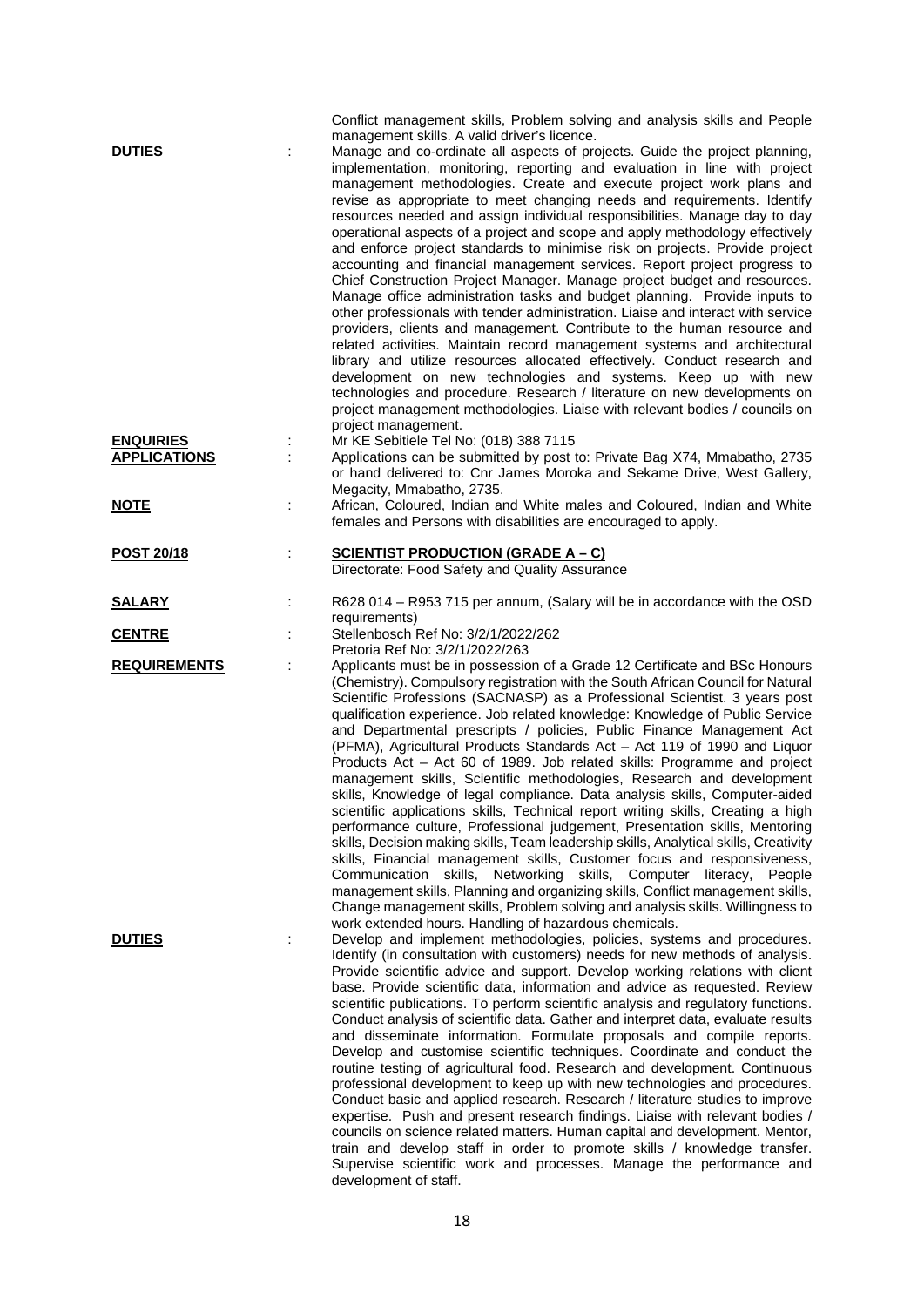Conflict management skills, Problem solving and analysis skills and People management skills. A valid driver's licence.

**DUTIES** : Manage and co-ordinate all aspects of projects. Guide the project planning, implementation, monitoring, reporting and evaluation in line with project management methodologies. Create and execute project work plans and revise as appropriate to meet changing needs and requirements. Identify resources needed and assign individual responsibilities. Manage day to day operational aspects of a project and scope and apply methodology effectively and enforce project standards to minimise risk on projects. Provide project accounting and financial management services. Report project progress to Chief Construction Project Manager. Manage project budget and resources. Manage office administration tasks and budget planning. Provide inputs to other professionals with tender administration. Liaise and interact with service providers, clients and management. Contribute to the human resource and related activities. Maintain record management systems and architectural library and utilize resources allocated effectively. Conduct research and development on new technologies and systems. Keep up with new technologies and procedure. Research / literature on new developments on project management methodologies. Liaise with relevant bodies / councils on project management.

**ENQUIRIES** : Mr KE Sebitiele Tel No: (018) 388 7115

**APPLICATIONS** : Applications can be submitted by post to: Private Bag X74, Mmabatho, 2735 or hand delivered to: Cnr James Moroka and Sekame Drive, West Gallery, Megacity, Mmabatho, 2735.

**NOTE** : African, Coloured, Indian and White males and Coloured, Indian and White females and Persons with disabilities are encouraged to apply.

**POST 20/18** : **SCIENTIST PRODUCTION (GRADE A – C)**
Directorate: Food Safety and Quality Assurance

**SALARY** : R628 014 – R953 715 per annum, (Salary will be in accordance with the OSD requirements)

**CENTRE** : Stellenbosch Ref No: 3/2/1/2022/262
Pretoria Ref No: 3/2/1/2022/263

**REQUIREMENTS** : Applicants must be in possession of a Grade 12 Certificate and BSc Honours (Chemistry). Compulsory registration with the South African Council for Natural Scientific Professions (SACNASP) as a Professional Scientist. 3 years post qualification experience. Job related knowledge: Knowledge of Public Service and Departmental prescripts / policies, Public Finance Management Act (PFMA), Agricultural Products Standards Act – Act 119 of 1990 and Liquor Products Act – Act 60 of 1989. Job related skills: Programme and project management skills, Scientific methodologies, Research and development skills, Knowledge of legal compliance. Data analysis skills, Computer-aided scientific applications skills, Technical report writing skills, Creating a high performance culture, Professional judgement, Presentation skills, Mentoring skills, Decision making skills, Team leadership skills, Analytical skills, Creativity skills, Financial management skills, Customer focus and responsiveness, Communication skills, Networking skills, Computer literacy, People management skills, Planning and organizing skills, Conflict management skills, Change management skills, Problem solving and analysis skills. Willingness to work extended hours. Handling of hazardous chemicals.

**DUTIES** : Develop and implement methodologies, policies, systems and procedures. Identify (in consultation with customers) needs for new methods of analysis. Provide scientific advice and support. Develop working relations with client base. Provide scientific data, information and advice as requested. Review scientific publications. To perform scientific analysis and regulatory functions. Conduct analysis of scientific data. Gather and interpret data, evaluate results and disseminate information. Formulate proposals and compile reports. Develop and customise scientific techniques. Coordinate and conduct the routine testing of agricultural food. Research and development. Continuous professional development to keep up with new technologies and procedures. Conduct basic and applied research. Research / literature studies to improve expertise. Push and present research findings. Liaise with relevant bodies / councils on science related matters. Human capital and development. Mentor, train and develop staff in order to promote skills / knowledge transfer. Supervise scientific work and processes. Manage the performance and development of staff.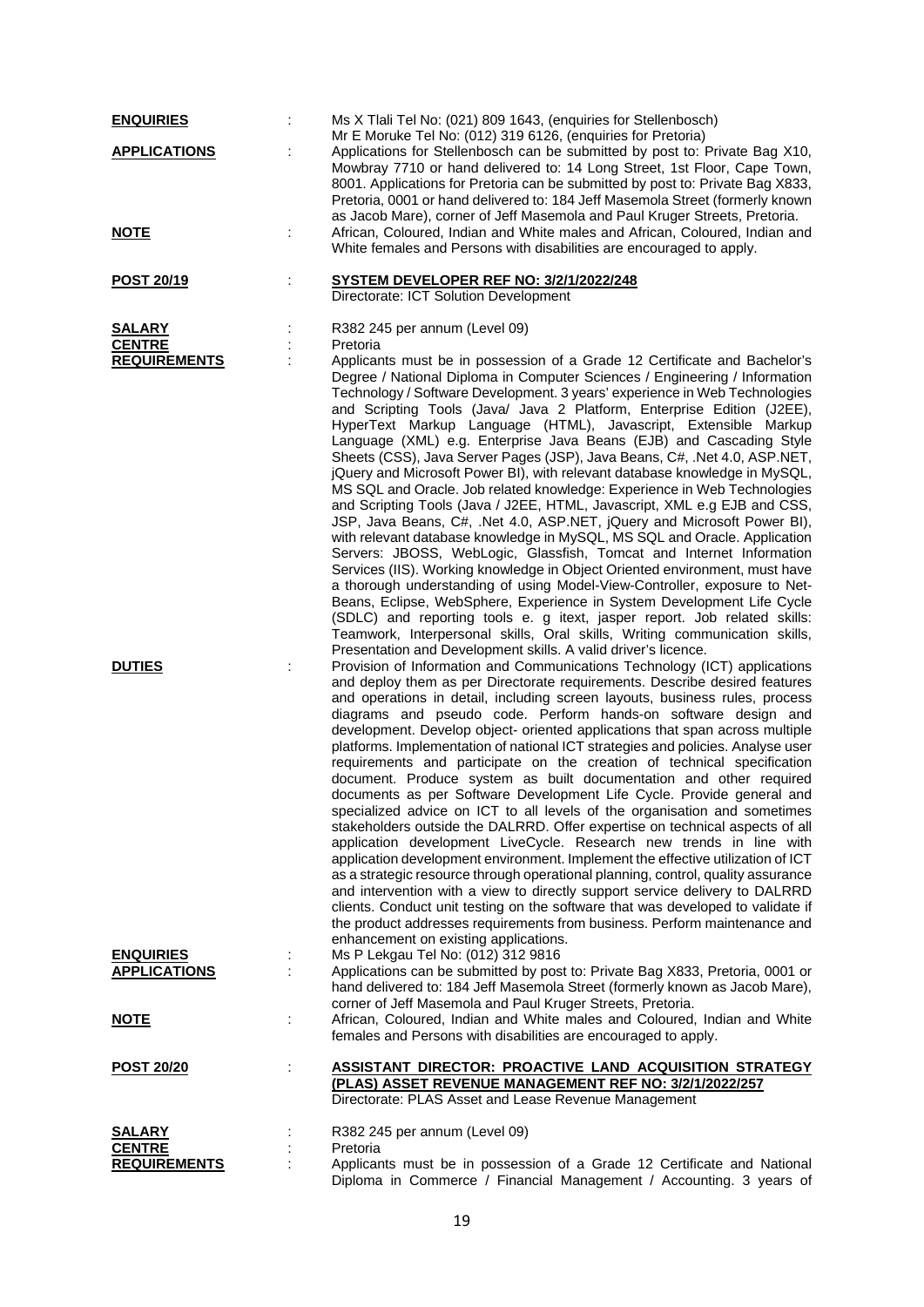**ENQUIRIES** : Ms X Tlali Tel No: (021) 809 1643, (enquiries for Stellenbosch)
Mr E Moruke Tel No: (012) 319 6126, (enquiries for Pretoria)

**APPLICATIONS** : Applications for Stellenbosch can be submitted by post to: Private Bag X10, Mowbray 7710 or hand delivered to: 14 Long Street, 1st Floor, Cape Town, 8001. Applications for Pretoria can be submitted by post to: Private Bag X833, Pretoria, 0001 or hand delivered to: 184 Jeff Masemola Street (formerly known as Jacob Mare), corner of Jeff Masemola and Paul Kruger Streets, Pretoria.

**NOTE** : African, Coloured, Indian and White males and African, Coloured, Indian and White females and Persons with disabilities are encouraged to apply.

**POST 20/19** : **SYSTEM DEVELOPER REF NO: 3/2/1/2022/248**
Directorate: ICT Solution Development

**SALARY** : R382 245 per annum (Level 09)

**CENTRE** : Pretoria

**REQUIREMENTS** : Applicants must be in possession of a Grade 12 Certificate and Bachelor's Degree / National Diploma in Computer Sciences / Engineering / Information Technology / Software Development. 3 years' experience in Web Technologies and Scripting Tools (Java/ Java 2 Platform, Enterprise Edition (J2EE), HyperText Markup Language (HTML), Javascript, Extensible Markup Language (XML) e.g. Enterprise Java Beans (EJB) and Cascading Style Sheets (CSS), Java Server Pages (JSP), Java Beans, C#, .Net 4.0, ASP.NET, jQuery and Microsoft Power BI), with relevant database knowledge in MySQL, MS SQL and Oracle. Job related knowledge: Experience in Web Technologies and Scripting Tools (Java / J2EE, HTML, Javascript, XML e.g EJB and CSS, JSP, Java Beans, C#, .Net 4.0, ASP.NET, jQuery and Microsoft Power BI), with relevant database knowledge in MySQL, MS SQL and Oracle. Application Servers: JBOSS, WebLogic, Glassfish, Tomcat and Internet Information Services (IIS). Working knowledge in Object Oriented environment, must have a thorough understanding of using Model-View-Controller, exposure to Net-Beans, Eclipse, WebSphere, Experience in System Development Life Cycle (SDLC) and reporting tools e. g itext, jasper report. Job related skills: Teamwork, Interpersonal skills, Oral skills, Writing communication skills, Presentation and Development skills. A valid driver's licence.

**DUTIES** : Provision of Information and Communications Technology (ICT) applications and deploy them as per Directorate requirements. Describe desired features and operations in detail, including screen layouts, business rules, process diagrams and pseudo code. Perform hands-on software design and development. Develop object- oriented applications that span across multiple platforms. Implementation of national ICT strategies and policies. Analyse user requirements and participate on the creation of technical specification document. Produce system as built documentation and other required documents as per Software Development Life Cycle. Provide general and specialized advice on ICT to all levels of the organisation and sometimes stakeholders outside the DALRRD. Offer expertise on technical aspects of all application development LiveCycle. Research new trends in line with application development environment. Implement the effective utilization of ICT as a strategic resource through operational planning, control, quality assurance and intervention with a view to directly support service delivery to DALRRD clients. Conduct unit testing on the software that was developed to validate if the product addresses requirements from business. Perform maintenance and enhancement on existing applications.

**ENQUIRIES** : Ms P Lekgau Tel No: (012) 312 9816

**APPLICATIONS** : Applications can be submitted by post to: Private Bag X833, Pretoria, 0001 or hand delivered to: 184 Jeff Masemola Street (formerly known as Jacob Mare), corner of Jeff Masemola and Paul Kruger Streets, Pretoria.

**NOTE** : African, Coloured, Indian and White males and Coloured, Indian and White females and Persons with disabilities are encouraged to apply.

**POST 20/20** : **ASSISTANT DIRECTOR: PROACTIVE LAND ACQUISITION STRATEGY (PLAS) ASSET REVENUE MANAGEMENT REF NO: 3/2/1/2022/257**
Directorate: PLAS Asset and Lease Revenue Management

**SALARY** : R382 245 per annum (Level 09)

**CENTRE** : Pretoria

**REQUIREMENTS** : Applicants must be in possession of a Grade 12 Certificate and National Diploma in Commerce / Financial Management / Accounting. 3 years of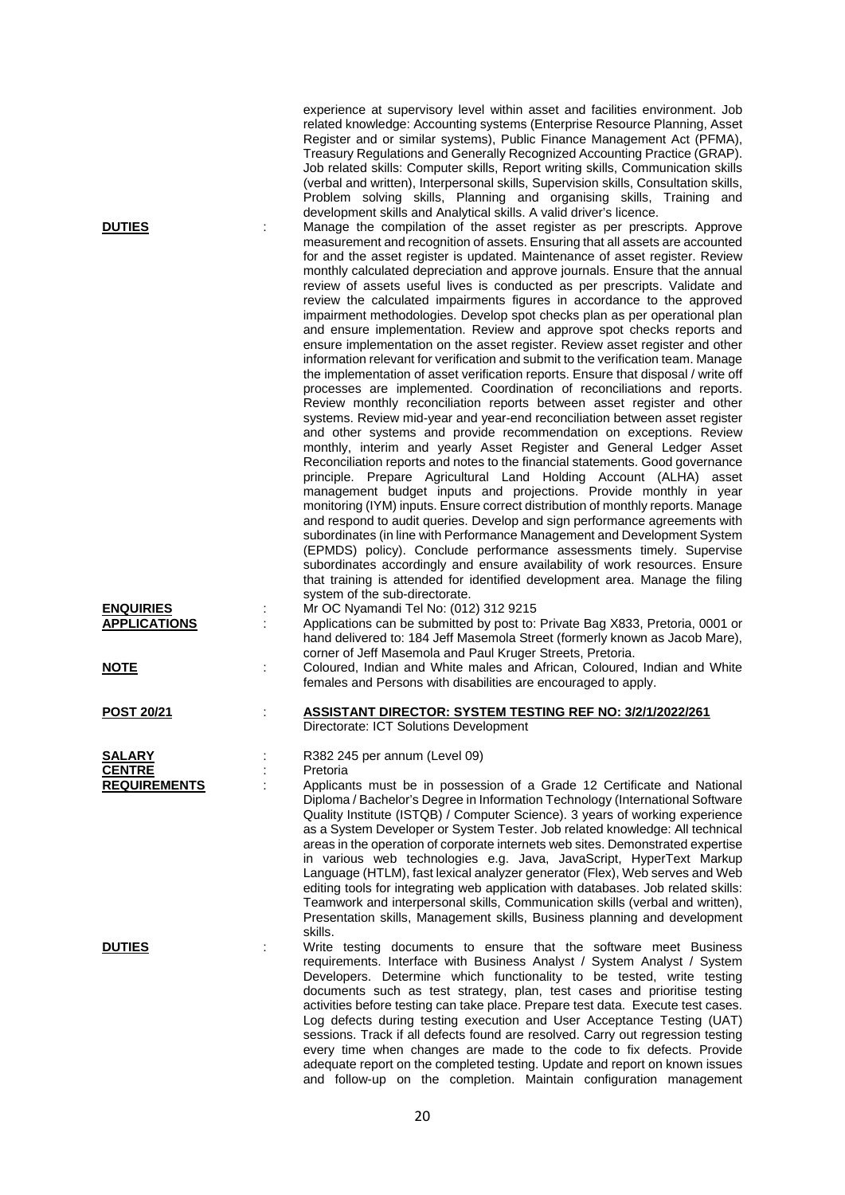experience at supervisory level within asset and facilities environment. Job related knowledge: Accounting systems (Enterprise Resource Planning, Asset Register and or similar systems), Public Finance Management Act (PFMA), Treasury Regulations and Generally Recognized Accounting Practice (GRAP). Job related skills: Computer skills, Report writing skills, Communication skills (verbal and written), Interpersonal skills, Supervision skills, Consultation skills, Problem solving skills, Planning and organising skills, Training and development skills and Analytical skills. A valid driver's licence.

**DUTIES** : Manage the compilation of the asset register as per prescripts. Approve measurement and recognition of assets. Ensuring that all assets are accounted for and the asset register is updated. Maintenance of asset register. Review monthly calculated depreciation and approve journals. Ensure that the annual review of assets useful lives is conducted as per prescripts. Validate and review the calculated impairments figures in accordance to the approved impairment methodologies. Develop spot checks plan as per operational plan and ensure implementation. Review and approve spot checks reports and ensure implementation on the asset register. Review asset register and other information relevant for verification and submit to the verification team. Manage the implementation of asset verification reports. Ensure that disposal / write off processes are implemented. Coordination of reconciliations and reports. Review monthly reconciliation reports between asset register and other systems. Review mid-year and year-end reconciliation between asset register and other systems and provide recommendation on exceptions. Review monthly, interim and yearly Asset Register and General Ledger Asset Reconciliation reports and notes to the financial statements. Good governance principle. Prepare Agricultural Land Holding Account (ALHA) asset management budget inputs and projections. Provide monthly in year monitoring (IYM) inputs. Ensure correct distribution of monthly reports. Manage and respond to audit queries. Develop and sign performance agreements with subordinates (in line with Performance Management and Development System (EPMDS) policy). Conclude performance assessments timely. Supervise subordinates accordingly and ensure availability of work resources. Ensure that training is attended for identified development area. Manage the filing system of the sub-directorate.

**ENQUIRIES** : Mr OC Nyamandi Tel No: (012) 312 9215

**APPLICATIONS** : Applications can be submitted by post to: Private Bag X833, Pretoria, 0001 or hand delivered to: 184 Jeff Masemola Street (formerly known as Jacob Mare), corner of Jeff Masemola and Paul Kruger Streets, Pretoria.

**NOTE** : Coloured, Indian and White males and African, Coloured, Indian and White females and Persons with disabilities are encouraged to apply.

**POST 20/21** : **ASSISTANT DIRECTOR: SYSTEM TESTING REF NO: 3/2/1/2022/261**
Directorate: ICT Solutions Development

**SALARY** : R382 245 per annum (Level 09)

**CENTRE** : Pretoria

**REQUIREMENTS** : Applicants must be in possession of a Grade 12 Certificate and National Diploma / Bachelor's Degree in Information Technology (International Software Quality Institute (ISTQB) / Computer Science). 3 years of working experience as a System Developer or System Tester. Job related knowledge: All technical areas in the operation of corporate internets web sites. Demonstrated expertise in various web technologies e.g. Java, JavaScript, HyperText Markup Language (HTLM), fast lexical analyzer generator (Flex), Web serves and Web editing tools for integrating web application with databases. Job related skills: Teamwork and interpersonal skills, Communication skills (verbal and written), Presentation skills, Management skills, Business planning and development skills.

**DUTIES** : Write testing documents to ensure that the software meet Business requirements. Interface with Business Analyst / System Analyst / System Developers. Determine which functionality to be tested, write testing documents such as test strategy, plan, test cases and prioritise testing activities before testing can take place. Prepare test data. Execute test cases. Log defects during testing execution and User Acceptance Testing (UAT) sessions. Track if all defects found are resolved. Carry out regression testing every time when changes are made to the code to fix defects. Provide adequate report on the completed testing. Update and report on known issues and follow-up on the completion. Maintain configuration management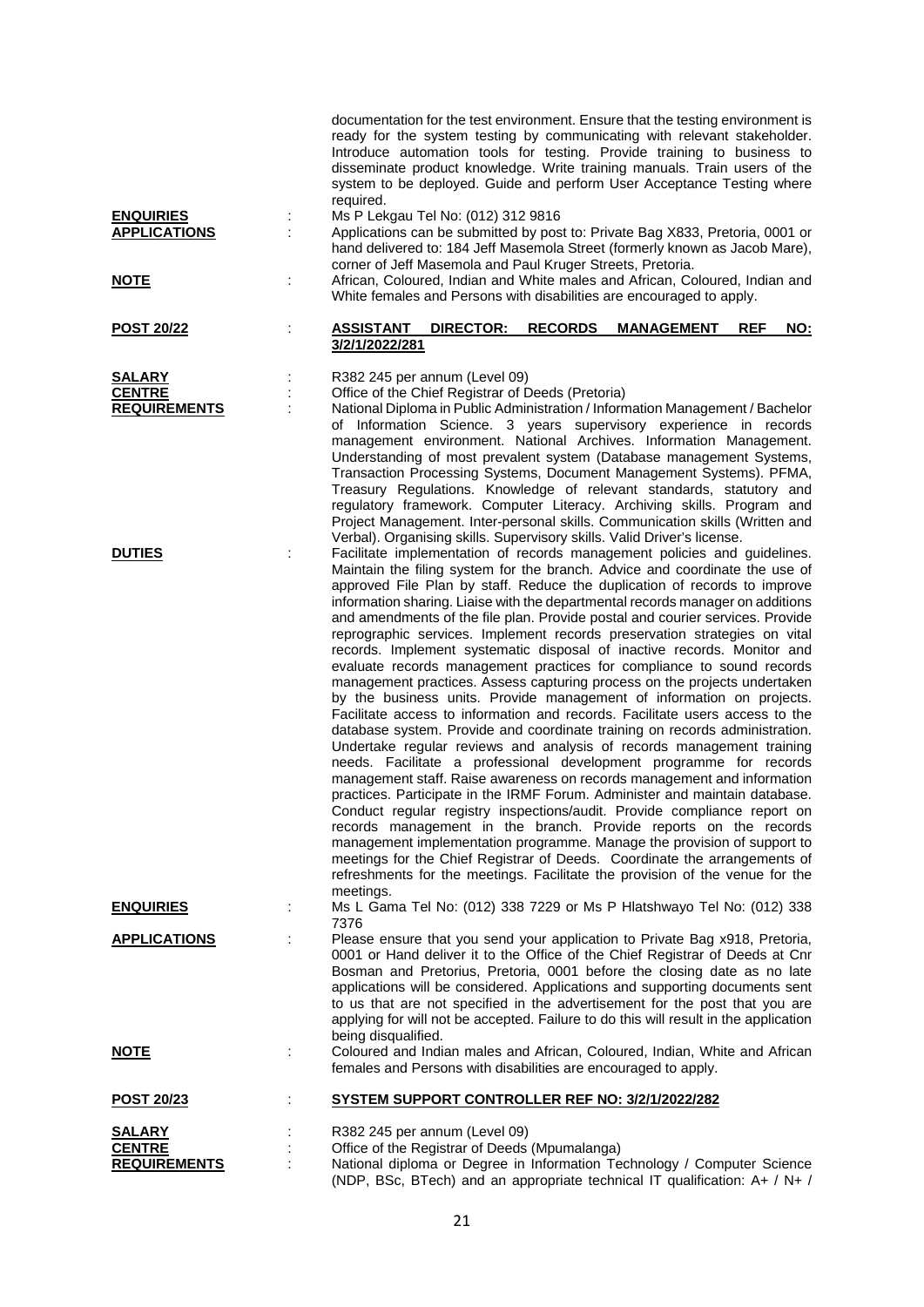documentation for the test environment. Ensure that the testing environment is ready for the system testing by communicating with relevant stakeholder. Introduce automation tools for testing. Provide training to business to disseminate product knowledge. Write training manuals. Train users of the system to be deployed. Guide and perform User Acceptance Testing where required.

**ENQUIRIES** : Ms P Lekgau Tel No: (012) 312 9816

**APPLICATIONS** : Applications can be submitted by post to: Private Bag X833, Pretoria, 0001 or hand delivered to: 184 Jeff Masemola Street (formerly known as Jacob Mare), corner of Jeff Masemola and Paul Kruger Streets, Pretoria.

**NOTE** : African, Coloured, Indian and White males and African, Coloured, Indian and White females and Persons with disabilities are encouraged to apply.

**POST 20/22** : **ASSISTANT DIRECTOR: RECORDS MANAGEMENT REF NO: 3/2/1/2022/281**

**SALARY** : R382 245 per annum (Level 09)

**CENTRE** : Office of the Chief Registrar of Deeds (Pretoria)

**REQUIREMENTS** : National Diploma in Public Administration / Information Management / Bachelor of Information Science. 3 years supervisory experience in records management environment. National Archives. Information Management. Understanding of most prevalent system (Database management Systems, Transaction Processing Systems, Document Management Systems). PFMA, Treasury Regulations. Knowledge of relevant standards, statutory and regulatory framework. Computer Literacy. Archiving skills. Program and Project Management. Inter-personal skills. Communication skills (Written and Verbal). Organising skills. Supervisory skills. Valid Driver's license.

**DUTIES** : Facilitate implementation of records management policies and guidelines. Maintain the filing system for the branch. Advice and coordinate the use of approved File Plan by staff. Reduce the duplication of records to improve information sharing. Liaise with the departmental records manager on additions and amendments of the file plan. Provide postal and courier services. Provide reprographic services. Implement records preservation strategies on vital records. Implement systematic disposal of inactive records. Monitor and evaluate records management practices for compliance to sound records management practices. Assess capturing process on the projects undertaken by the business units. Provide management of information on projects. Facilitate access to information and records. Facilitate users access to the database system. Provide and coordinate training on records administration. Undertake regular reviews and analysis of records management training needs. Facilitate a professional development programme for records management staff. Raise awareness on records management and information practices. Participate in the IRMF Forum. Administer and maintain database. Conduct regular registry inspections/audit. Provide compliance report on records management in the branch. Provide reports on the records management implementation programme. Manage the provision of support to meetings for the Chief Registrar of Deeds. Coordinate the arrangements of refreshments for the meetings. Facilitate the provision of the venue for the meetings.

**ENQUIRIES** : Ms L Gama Tel No: (012) 338 7229 or Ms P Hlatshwayo Tel No: (012) 338 7376

**APPLICATIONS** : Please ensure that you send your application to Private Bag x918, Pretoria, 0001 or Hand deliver it to the Office of the Chief Registrar of Deeds at Cnr Bosman and Pretorius, Pretoria, 0001 before the closing date as no late applications will be considered. Applications and supporting documents sent to us that are not specified in the advertisement for the post that you are applying for will not be accepted. Failure to do this will result in the application being disqualified.

**NOTE** : Coloured and Indian males and African, Coloured, Indian, White and African females and Persons with disabilities are encouraged to apply.

**POST 20/23** : **SYSTEM SUPPORT CONTROLLER REF NO: 3/2/1/2022/282**

**SALARY** : R382 245 per annum (Level 09)

**CENTRE** : Office of the Registrar of Deeds (Mpumalanga)

**REQUIREMENTS** : National diploma or Degree in Information Technology / Computer Science (NDP, BSc, BTech) and an appropriate technical IT qualification: A+ / N+ /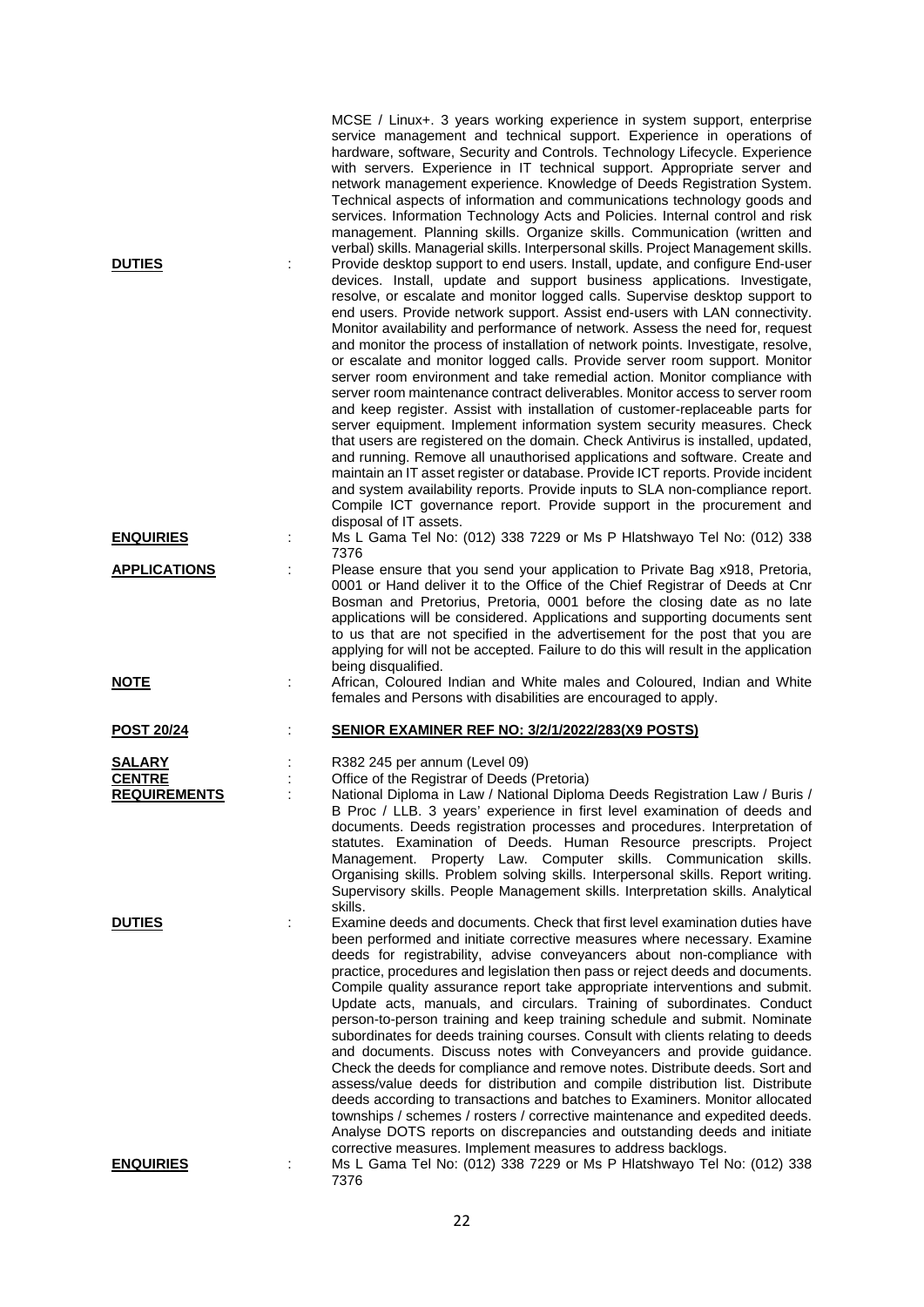MCSE / Linux+. 3 years working experience in system support, enterprise service management and technical support. Experience in operations of hardware, software, Security and Controls. Technology Lifecycle. Experience with servers. Experience in IT technical support. Appropriate server and network management experience. Knowledge of Deeds Registration System. Technical aspects of information and communications technology goods and services. Information Technology Acts and Policies. Internal control and risk management. Planning skills. Organize skills. Communication (written and verbal) skills. Managerial skills. Interpersonal skills. Project Management skills.

**DUTIES** : Provide desktop support to end users. Install, update, and configure End-user devices. Install, update and support business applications. Investigate, resolve, or escalate and monitor logged calls. Supervise desktop support to end users. Provide network support. Assist end-users with LAN connectivity. Monitor availability and performance of network. Assess the need for, request and monitor the process of installation of network points. Investigate, resolve, or escalate and monitor logged calls. Provide server room support. Monitor server room environment and take remedial action. Monitor compliance with server room maintenance contract deliverables. Monitor access to server room and keep register. Assist with installation of customer-replaceable parts for server equipment. Implement information system security measures. Check that users are registered on the domain. Check Antivirus is installed, updated, and running. Remove all unauthorised applications and software. Create and maintain an IT asset register or database. Provide ICT reports. Provide incident and system availability reports. Provide inputs to SLA non-compliance report. Compile ICT governance report. Provide support in the procurement and disposal of IT assets.

**ENQUIRIES** : Ms L Gama Tel No: (012) 338 7229 or Ms P Hlatshwayo Tel No: (012) 338 7376

**APPLICATIONS** : Please ensure that you send your application to Private Bag x918, Pretoria, 0001 or Hand deliver it to the Office of the Chief Registrar of Deeds at Cnr Bosman and Pretorius, Pretoria, 0001 before the closing date as no late applications will be considered. Applications and supporting documents sent to us that are not specified in the advertisement for the post that you are applying for will not be accepted. Failure to do this will result in the application being disqualified.

**NOTE** : African, Coloured Indian and White males and Coloured, Indian and White females and Persons with disabilities are encouraged to apply.

**POST 20/24** : **SENIOR EXAMINER REF NO: 3/2/1/2022/283(X9 POSTS)**

**SALARY** : R382 245 per annum (Level 09)

**CENTRE** : Office of the Registrar of Deeds (Pretoria)

**REQUIREMENTS** : National Diploma in Law / National Diploma Deeds Registration Law / Buris / B Proc / LLB. 3 years' experience in first level examination of deeds and documents. Deeds registration processes and procedures. Interpretation of statutes. Examination of Deeds. Human Resource prescripts. Project Management. Property Law. Computer skills. Communication skills. Organising skills. Problem solving skills. Interpersonal skills. Report writing. Supervisory skills. People Management skills. Interpretation skills. Analytical skills.

**DUTIES** : Examine deeds and documents. Check that first level examination duties have been performed and initiate corrective measures where necessary. Examine deeds for registrability, advise conveyancers about non-compliance with practice, procedures and legislation then pass or reject deeds and documents. Compile quality assurance report take appropriate interventions and submit. Update acts, manuals, and circulars. Training of subordinates. Conduct person-to-person training and keep training schedule and submit. Nominate subordinates for deeds training courses. Consult with clients relating to deeds and documents. Discuss notes with Conveyancers and provide guidance. Check the deeds for compliance and remove notes. Distribute deeds. Sort and assess/value deeds for distribution and compile distribution list. Distribute deeds according to transactions and batches to Examiners. Monitor allocated townships / schemes / rosters / corrective maintenance and expedited deeds. Analyse DOTS reports on discrepancies and outstanding deeds and initiate corrective measures. Implement measures to address backlogs.

**ENQUIRIES** : Ms L Gama Tel No: (012) 338 7229 or Ms P Hlatshwayo Tel No: (012) 338 7376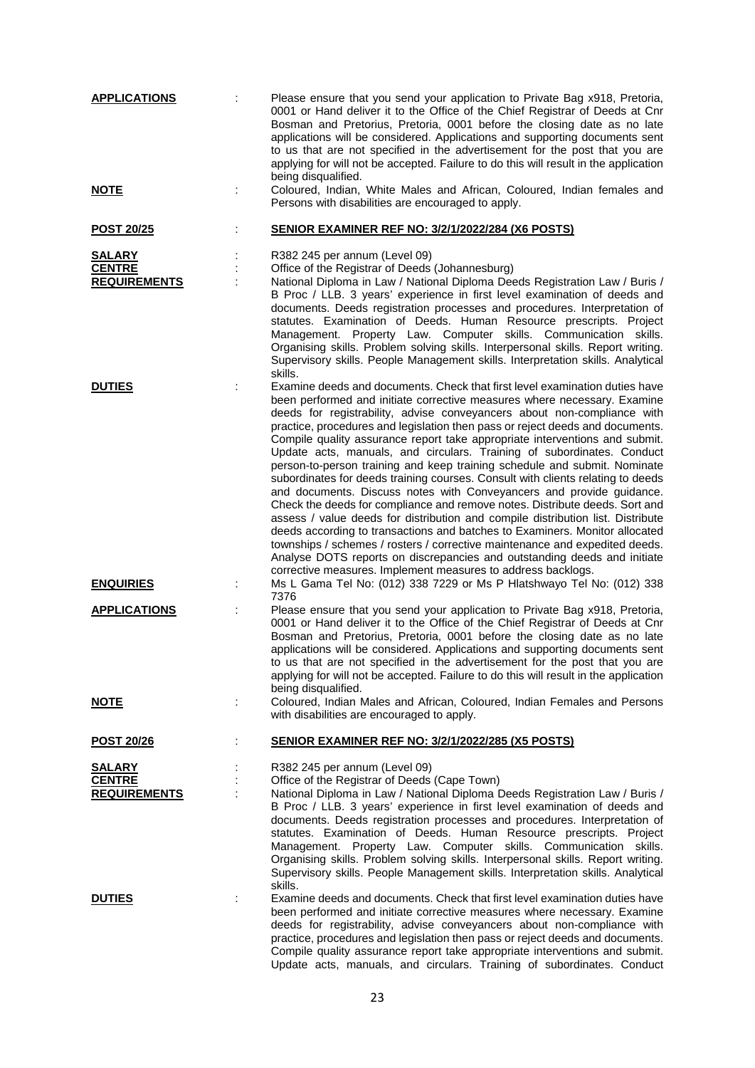**APPLICATIONS** : Please ensure that you send your application to Private Bag x918, Pretoria, 0001 or Hand deliver it to the Office of the Chief Registrar of Deeds at Cnr Bosman and Pretorius, Pretoria, 0001 before the closing date as no late applications will be considered. Applications and supporting documents sent to us that are not specified in the advertisement for the post that you are applying for will not be accepted. Failure to do this will result in the application being disqualified.

**NOTE** : Coloured, Indian, White Males and African, Coloured, Indian females and Persons with disabilities are encouraged to apply.

**POST 20/25** : **SENIOR EXAMINER REF NO: 3/2/1/2022/284 (X6 POSTS)**

**SALARY** : R382 245 per annum (Level 09)

**CENTRE** : Office of the Registrar of Deeds (Johannesburg)

**REQUIREMENTS** : National Diploma in Law / National Diploma Deeds Registration Law / Buris / B Proc / LLB. 3 years' experience in first level examination of deeds and documents. Deeds registration processes and procedures. Interpretation of statutes. Examination of Deeds. Human Resource prescripts. Project Management. Property Law. Computer skills. Communication skills. Organising skills. Problem solving skills. Interpersonal skills. Report writing. Supervisory skills. People Management skills. Interpretation skills. Analytical skills.

**DUTIES** : Examine deeds and documents. Check that first level examination duties have been performed and initiate corrective measures where necessary. Examine deeds for registrability, advise conveyancers about non-compliance with practice, procedures and legislation then pass or reject deeds and documents. Compile quality assurance report take appropriate interventions and submit. Update acts, manuals, and circulars. Training of subordinates. Conduct person-to-person training and keep training schedule and submit. Nominate subordinates for deeds training courses. Consult with clients relating to deeds and documents. Discuss notes with Conveyancers and provide guidance. Check the deeds for compliance and remove notes. Distribute deeds. Sort and assess / value deeds for distribution and compile distribution list. Distribute deeds according to transactions and batches to Examiners. Monitor allocated townships / schemes / rosters / corrective maintenance and expedited deeds. Analyse DOTS reports on discrepancies and outstanding deeds and initiate corrective measures. Implement measures to address backlogs.

**ENQUIRIES** : Ms L Gama Tel No: (012) 338 7229 or Ms P Hlatshwayo Tel No: (012) 338 7376

**APPLICATIONS** : Please ensure that you send your application to Private Bag x918, Pretoria, 0001 or Hand deliver it to the Office of the Chief Registrar of Deeds at Cnr Bosman and Pretorius, Pretoria, 0001 before the closing date as no late applications will be considered. Applications and supporting documents sent to us that are not specified in the advertisement for the post that you are applying for will not be accepted. Failure to do this will result in the application being disqualified.

**NOTE** : Coloured, Indian Males and African, Coloured, Indian Females and Persons with disabilities are encouraged to apply.

**POST 20/26** : **SENIOR EXAMINER REF NO: 3/2/1/2022/285 (X5 POSTS)**

**SALARY** : R382 245 per annum (Level 09)

**CENTRE** : Office of the Registrar of Deeds (Cape Town)

**REQUIREMENTS** : National Diploma in Law / National Diploma Deeds Registration Law / Buris / B Proc / LLB. 3 years' experience in first level examination of deeds and documents. Deeds registration processes and procedures. Interpretation of statutes. Examination of Deeds. Human Resource prescripts. Project Management. Property Law. Computer skills. Communication skills. Organising skills. Problem solving skills. Interpersonal skills. Report writing. Supervisory skills. People Management skills. Interpretation skills. Analytical skills.

**DUTIES** : Examine deeds and documents. Check that first level examination duties have been performed and initiate corrective measures where necessary. Examine deeds for registrability, advise conveyancers about non-compliance with practice, procedures and legislation then pass or reject deeds and documents. Compile quality assurance report take appropriate interventions and submit. Update acts, manuals, and circulars. Training of subordinates. Conduct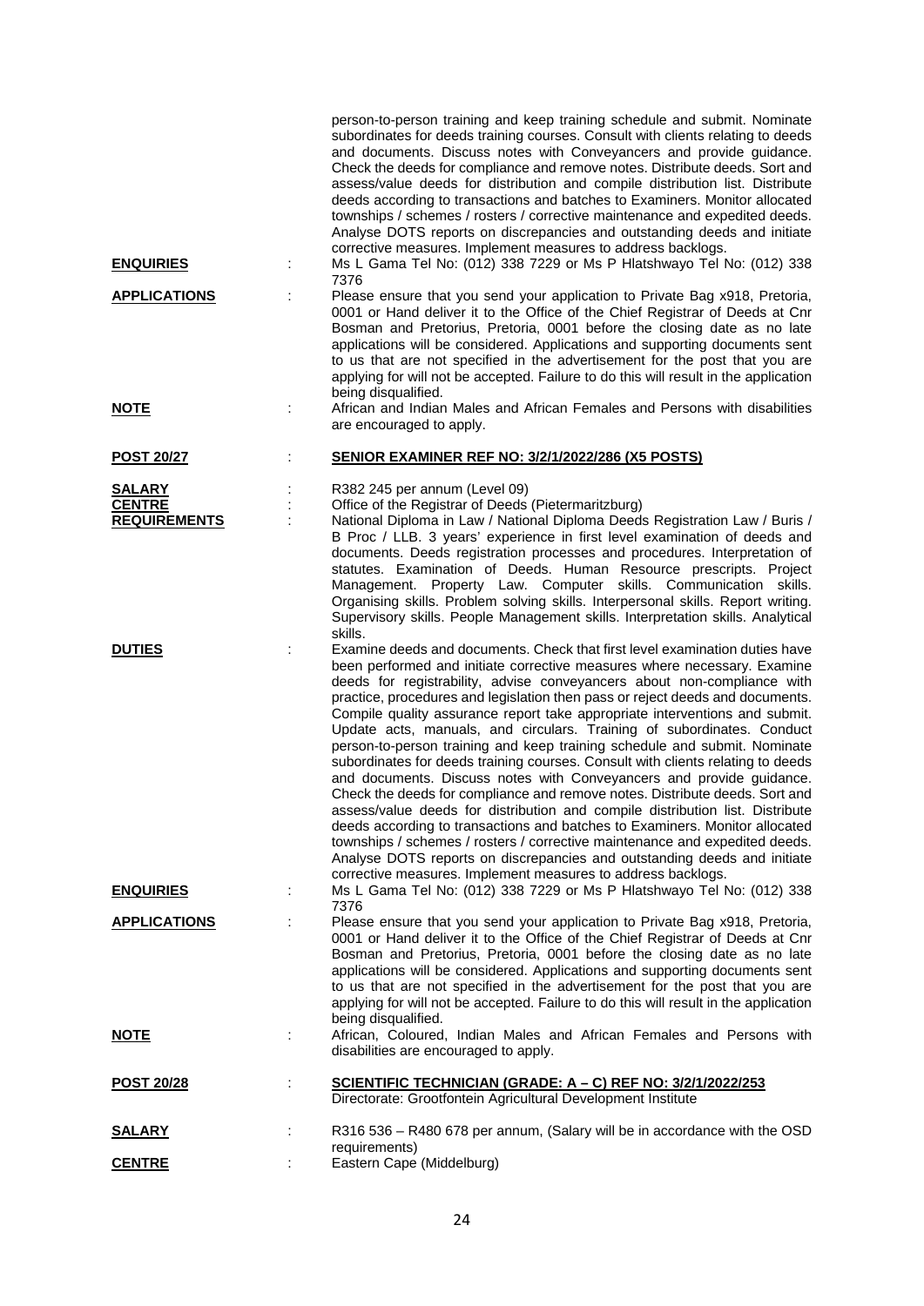person-to-person training and keep training schedule and submit. Nominate subordinates for deeds training courses. Consult with clients relating to deeds and documents. Discuss notes with Conveyancers and provide guidance. Check the deeds for compliance and remove notes. Distribute deeds. Sort and assess/value deeds for distribution and compile distribution list. Distribute deeds according to transactions and batches to Examiners. Monitor allocated townships / schemes / rosters / corrective maintenance and expedited deeds. Analyse DOTS reports on discrepancies and outstanding deeds and initiate corrective measures. Implement measures to address backlogs.

**ENQUIRIES** : Ms L Gama Tel No: (012) 338 7229 or Ms P Hlatshwayo Tel No: (012) 338 7376

**APPLICATIONS** : Please ensure that you send your application to Private Bag x918, Pretoria, 0001 or Hand deliver it to the Office of the Chief Registrar of Deeds at Cnr Bosman and Pretorius, Pretoria, 0001 before the closing date as no late applications will be considered. Applications and supporting documents sent to us that are not specified in the advertisement for the post that you are applying for will not be accepted. Failure to do this will result in the application being disqualified.

**NOTE** : African and Indian Males and African Females and Persons with disabilities are encouraged to apply.

**POST 20/27** : **SENIOR EXAMINER REF NO: 3/2/1/2022/286 (X5 POSTS)**

**SALARY** : R382 245 per annum (Level 09)

**CENTRE** : Office of the Registrar of Deeds (Pietermaritzburg)

**REQUIREMENTS** : National Diploma in Law / National Diploma Deeds Registration Law / Buris / B Proc / LLB. 3 years' experience in first level examination of deeds and documents. Deeds registration processes and procedures. Interpretation of statutes. Examination of Deeds. Human Resource prescripts. Project Management. Property Law. Computer skills. Communication skills. Organising skills. Problem solving skills. Interpersonal skills. Report writing. Supervisory skills. People Management skills. Interpretation skills. Analytical skills.

**DUTIES** : Examine deeds and documents. Check that first level examination duties have been performed and initiate corrective measures where necessary. Examine deeds for registrability, advise conveyancers about non-compliance with practice, procedures and legislation then pass or reject deeds and documents. Compile quality assurance report take appropriate interventions and submit. Update acts, manuals, and circulars. Training of subordinates. Conduct person-to-person training and keep training schedule and submit. Nominate subordinates for deeds training courses. Consult with clients relating to deeds and documents. Discuss notes with Conveyancers and provide guidance. Check the deeds for compliance and remove notes. Distribute deeds. Sort and assess/value deeds for distribution and compile distribution list. Distribute deeds according to transactions and batches to Examiners. Monitor allocated townships / schemes / rosters / corrective maintenance and expedited deeds. Analyse DOTS reports on discrepancies and outstanding deeds and initiate corrective measures. Implement measures to address backlogs.

**ENQUIRIES** : Ms L Gama Tel No: (012) 338 7229 or Ms P Hlatshwayo Tel No: (012) 338 7376

**APPLICATIONS** : Please ensure that you send your application to Private Bag x918, Pretoria, 0001 or Hand deliver it to the Office of the Chief Registrar of Deeds at Cnr Bosman and Pretorius, Pretoria, 0001 before the closing date as no late applications will be considered. Applications and supporting documents sent to us that are not specified in the advertisement for the post that you are applying for will not be accepted. Failure to do this will result in the application being disqualified.

**NOTE** : African, Coloured, Indian Males and African Females and Persons with disabilities are encouraged to apply.

**POST 20/28** : **SCIENTIFIC TECHNICIAN (GRADE: A – C) REF NO: 3/2/1/2022/253**
Directorate: Grootfontein Agricultural Development Institute

**SALARY** : R316 536 – R480 678 per annum, (Salary will be in accordance with the OSD requirements)

**CENTRE** : Eastern Cape (Middelburg)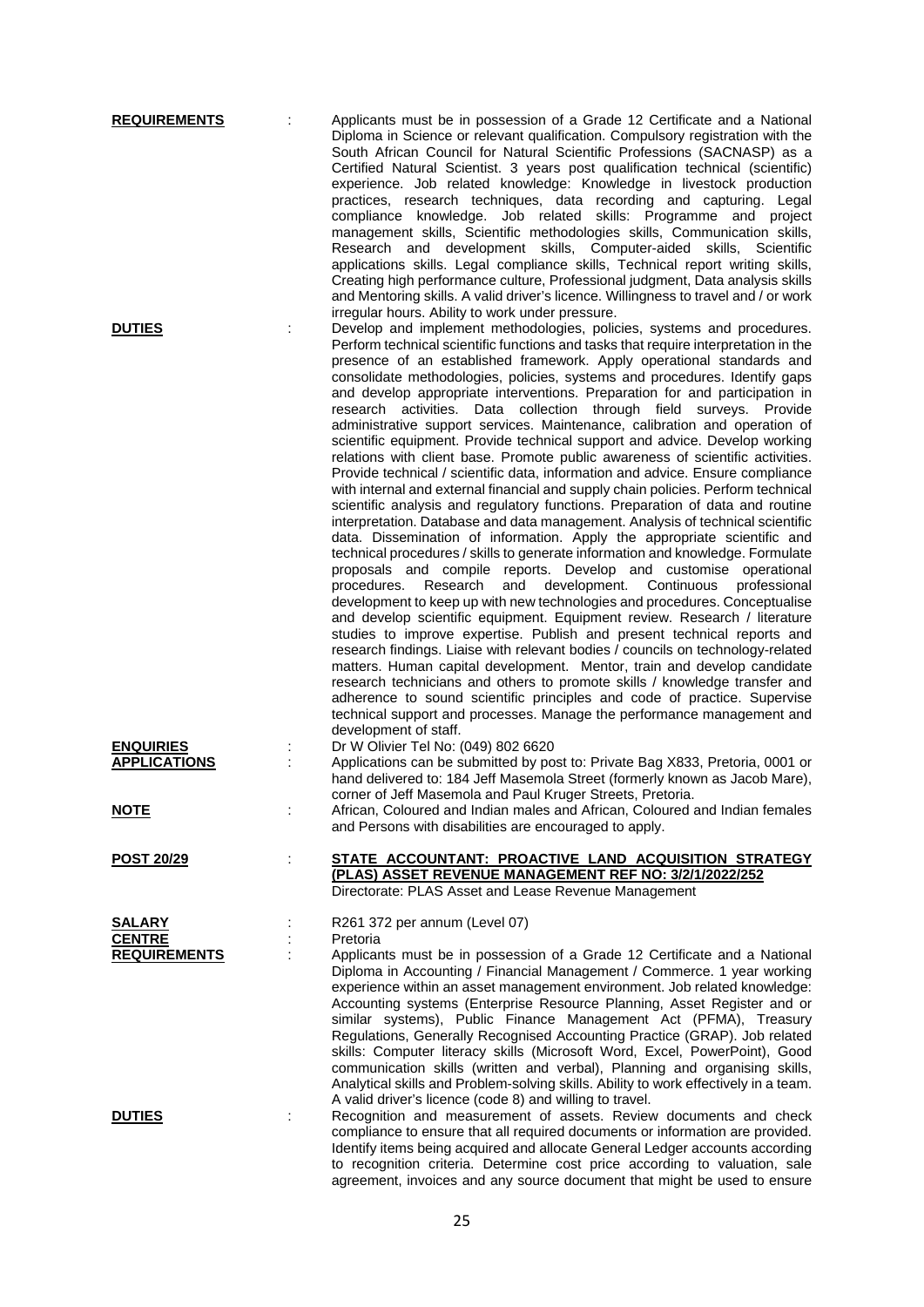**REQUIREMENTS** : Applicants must be in possession of a Grade 12 Certificate and a National Diploma in Science or relevant qualification. Compulsory registration with the South African Council for Natural Scientific Professions (SACNASP) as a Certified Natural Scientist. 3 years post qualification technical (scientific) experience. Job related knowledge: Knowledge in livestock production practices, research techniques, data recording and capturing. Legal compliance knowledge. Job related skills: Programme and project management skills, Scientific methodologies skills, Communication skills, Research and development skills, Computer-aided skills, Scientific applications skills. Legal compliance skills, Technical report writing skills, Creating high performance culture, Professional judgment, Data analysis skills and Mentoring skills. A valid driver's licence. Willingness to travel and / or work irregular hours. Ability to work under pressure.

**DUTIES** : Develop and implement methodologies, policies, systems and procedures. Perform technical scientific functions and tasks that require interpretation in the presence of an established framework. Apply operational standards and consolidate methodologies, policies, systems and procedures. Identify gaps and develop appropriate interventions. Preparation for and participation in research activities. Data collection through field surveys. Provide administrative support services. Maintenance, calibration and operation of scientific equipment. Provide technical support and advice. Develop working relations with client base. Promote public awareness of scientific activities. Provide technical / scientific data, information and advice. Ensure compliance with internal and external financial and supply chain policies. Perform technical scientific analysis and regulatory functions. Preparation of data and routine interpretation. Database and data management. Analysis of technical scientific data. Dissemination of information. Apply the appropriate scientific and technical procedures / skills to generate information and knowledge. Formulate proposals and compile reports. Develop and customise operational procedures. Research and development. Continuous professional development to keep up with new technologies and procedures. Conceptualise and develop scientific equipment. Equipment review. Research / literature studies to improve expertise. Publish and present technical reports and research findings. Liaise with relevant bodies / councils on technology-related matters. Human capital development. Mentor, train and develop candidate research technicians and others to promote skills / knowledge transfer and adherence to sound scientific principles and code of practice. Supervise technical support and processes. Manage the performance management and development of staff.

**ENQUIRIES** : Dr W Olivier Tel No: (049) 802 6620

**APPLICATIONS** : Applications can be submitted by post to: Private Bag X833, Pretoria, 0001 or hand delivered to: 184 Jeff Masemola Street (formerly known as Jacob Mare), corner of Jeff Masemola and Paul Kruger Streets, Pretoria.

**NOTE** : African, Coloured and Indian males and African, Coloured and Indian females and Persons with disabilities are encouraged to apply.

**POST 20/29** : **STATE ACCOUNTANT: PROACTIVE LAND ACQUISITION STRATEGY (PLAS) ASSET REVENUE MANAGEMENT REF NO: 3/2/1/2022/252**

Directorate: PLAS Asset and Lease Revenue Management

**SALARY** : R261 372 per annum (Level 07)

**CENTRE** : Pretoria

**REQUIREMENTS** : Applicants must be in possession of a Grade 12 Certificate and a National Diploma in Accounting / Financial Management / Commerce. 1 year working experience within an asset management environment. Job related knowledge: Accounting systems (Enterprise Resource Planning, Asset Register and or similar systems), Public Finance Management Act (PFMA), Treasury Regulations, Generally Recognised Accounting Practice (GRAP). Job related skills: Computer literacy skills (Microsoft Word, Excel, PowerPoint), Good communication skills (written and verbal), Planning and organising skills, Analytical skills and Problem-solving skills. Ability to work effectively in a team. A valid driver's licence (code 8) and willing to travel.

**DUTIES** : Recognition and measurement of assets. Review documents and check compliance to ensure that all required documents or information are provided. Identify items being acquired and allocate General Ledger accounts according to recognition criteria. Determine cost price according to valuation, sale agreement, invoices and any source document that might be used to ensure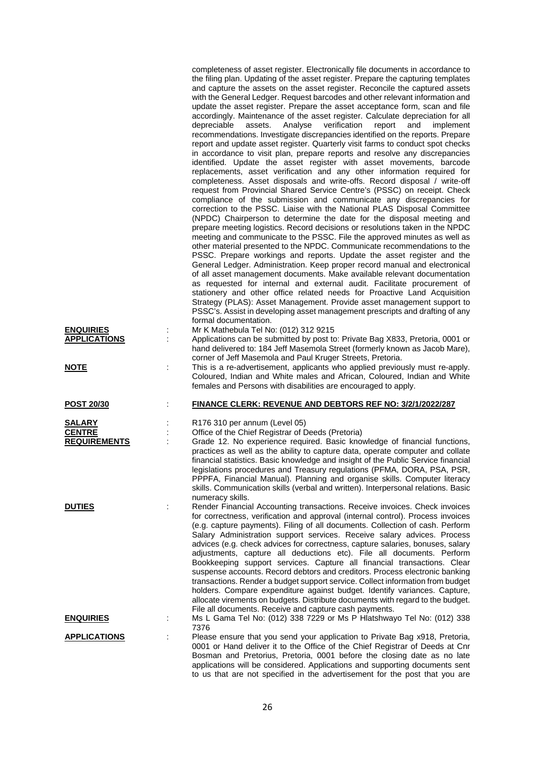completeness of asset register. Electronically file documents in accordance to the filing plan. Updating of the asset register. Prepare the capturing templates and capture the assets on the asset register. Reconcile the captured assets with the General Ledger. Request barcodes and other relevant information and update the asset register. Prepare the asset acceptance form, scan and file accordingly. Maintenance of the asset register. Calculate depreciation for all depreciable assets. Analyse verification report and implement recommendations. Investigate discrepancies identified on the reports. Prepare report and update asset register. Quarterly visit farms to conduct spot checks in accordance to visit plan, prepare reports and resolve any discrepancies identified. Update the asset register with asset movements, barcode replacements, asset verification and any other information required for completeness. Asset disposals and write-offs. Record disposal / write-off request from Provincial Shared Service Centre's (PSSC) on receipt. Check compliance of the submission and communicate any discrepancies for correction to the PSSC. Liaise with the National PLAS Disposal Committee (NPDC) Chairperson to determine the date for the disposal meeting and prepare meeting logistics. Record decisions or resolutions taken in the NPDC meeting and communicate to the PSSC. File the approved minutes as well as other material presented to the NPDC. Communicate recommendations to the PSSC. Prepare workings and reports. Update the asset register and the General Ledger. Administration. Keep proper record manual and electronical of all asset management documents. Make available relevant documentation as requested for internal and external audit. Facilitate procurement of stationery and other office related needs for Proactive Land Acquisition Strategy (PLAS): Asset Management. Provide asset management support to PSSC's. Assist in developing asset management prescripts and drafting of any formal documentation.

**ENQUIRIES** : Mr K Mathebula Tel No: (012) 312 9215

**APPLICATIONS** : Applications can be submitted by post to: Private Bag X833, Pretoria, 0001 or hand delivered to: 184 Jeff Masemola Street (formerly known as Jacob Mare), corner of Jeff Masemola and Paul Kruger Streets, Pretoria.

**NOTE** : This is a re-advertisement, applicants who applied previously must re-apply. Coloured, Indian and White males and African, Coloured, Indian and White females and Persons with disabilities are encouraged to apply.

## POST 20/30 : FINANCE CLERK: REVENUE AND DEBTORS REF NO: 3/2/1/2022/287

**SALARY** : R176 310 per annum (Level 05)

**CENTRE** : Office of the Chief Registrar of Deeds (Pretoria)

**REQUIREMENTS** : Grade 12. No experience required. Basic knowledge of financial functions, practices as well as the ability to capture data, operate computer and collate financial statistics. Basic knowledge and insight of the Public Service financial legislations procedures and Treasury regulations (PFMA, DORA, PSA, PSR, PPPFA, Financial Manual). Planning and organise skills. Computer literacy skills. Communication skills (verbal and written). Interpersonal relations. Basic numeracy skills.

**DUTIES** : Render Financial Accounting transactions. Receive invoices. Check invoices for correctness, verification and approval (internal control). Process invoices (e.g. capture payments). Filing of all documents. Collection of cash. Perform Salary Administration support services. Receive salary advices. Process advices (e.g. check advices for correctness, capture salaries, bonuses, salary adjustments, capture all deductions etc). File all documents. Perform Bookkeeping support services. Capture all financial transactions. Clear suspense accounts. Record debtors and creditors. Process electronic banking transactions. Render a budget support service. Collect information from budget holders. Compare expenditure against budget. Identify variances. Capture, allocate virements on budgets. Distribute documents with regard to the budget. File all documents. Receive and capture cash payments.

**ENQUIRIES** : Ms L Gama Tel No: (012) 338 7229 or Ms P Hlatshwayo Tel No: (012) 338 7376

**APPLICATIONS** : Please ensure that you send your application to Private Bag x918, Pretoria, 0001 or Hand deliver it to the Office of the Chief Registrar of Deeds at Cnr Bosman and Pretorius, Pretoria, 0001 before the closing date as no late applications will be considered. Applications and supporting documents sent to us that are not specified in the advertisement for the post that you are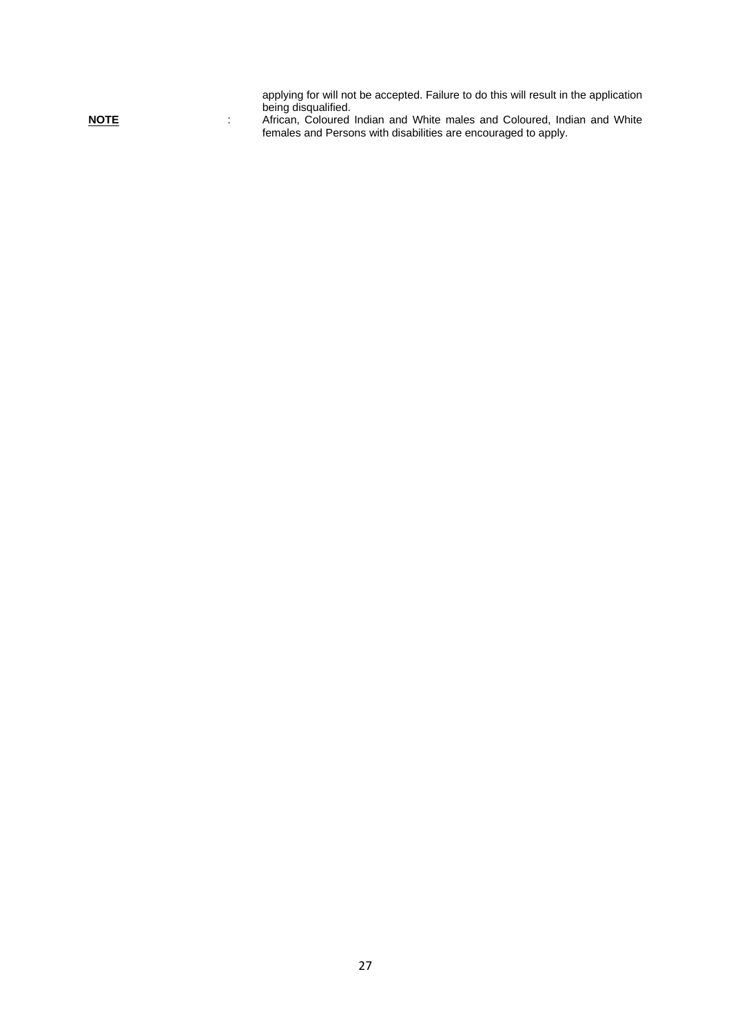applying for will not be accepted. Failure to do this will result in the application being disqualified.

**NOTE** : African, Coloured Indian and White males and Coloured, Indian and White females and Persons with disabilities are encouraged to apply.